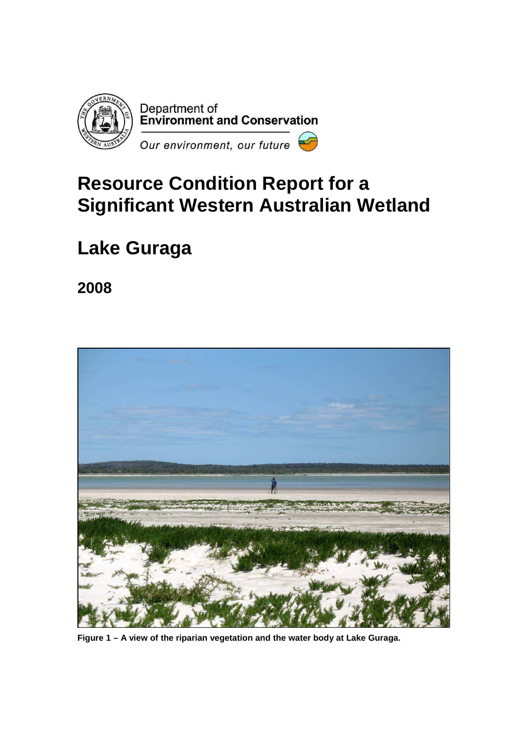Department of
**Environment and Conservation**

*Our environment, our future*

# Resource Condition Report for a Significant Western Australian Wetland

# Lake Guraga

## 2008

**Figure 1 – A view of the riparian vegetation and the water body at Lake Guraga.**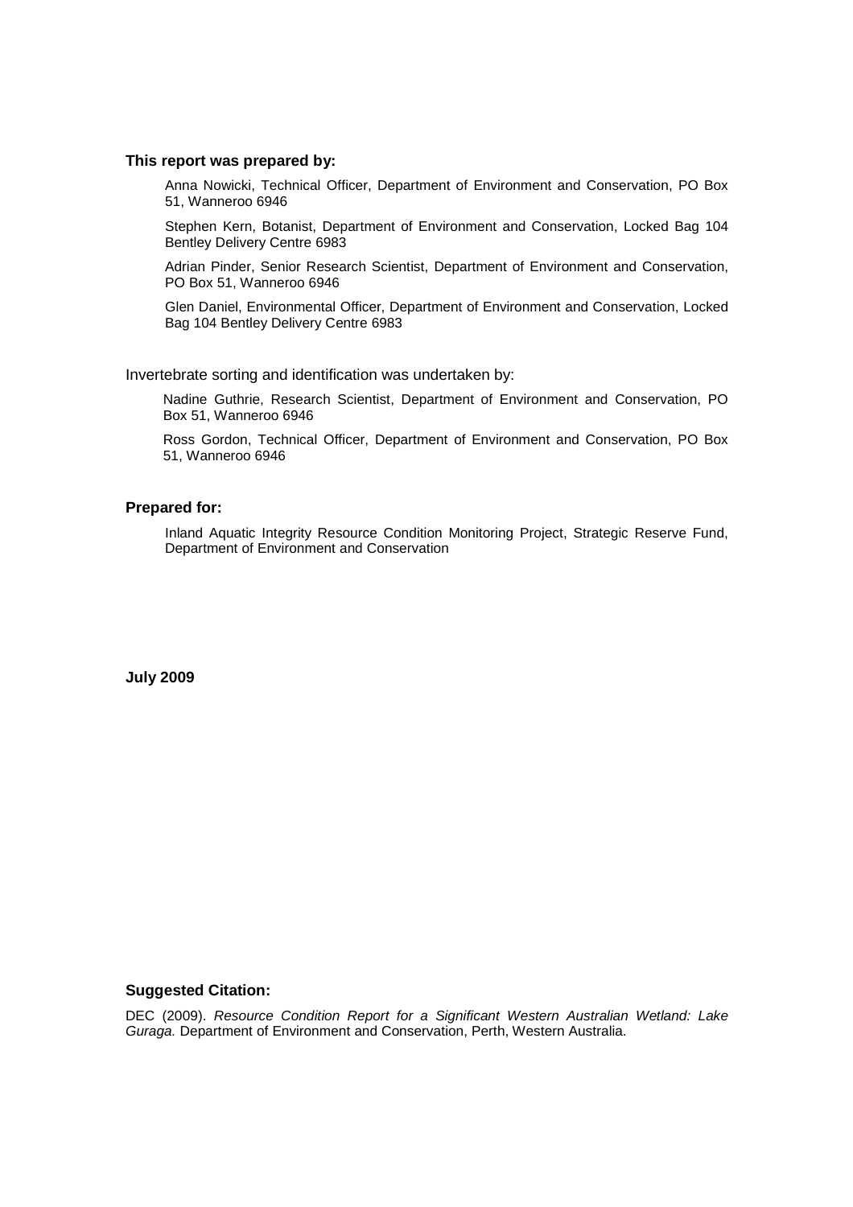**This report was prepared by:**

Anna Nowicki, Technical Officer, Department of Environment and Conservation, PO Box 51, Wanneroo 6946

Stephen Kern, Botanist, Department of Environment and Conservation, Locked Bag 104 Bentley Delivery Centre 6983

Adrian Pinder, Senior Research Scientist, Department of Environment and Conservation, PO Box 51, Wanneroo 6946

Glen Daniel, Environmental Officer, Department of Environment and Conservation, Locked Bag 104 Bentley Delivery Centre 6983

Invertebrate sorting and identification was undertaken by:

Nadine Guthrie, Research Scientist, Department of Environment and Conservation, PO Box 51, Wanneroo 6946

Ross Gordon, Technical Officer, Department of Environment and Conservation, PO Box 51, Wanneroo 6946

**Prepared for:**

Inland Aquatic Integrity Resource Condition Monitoring Project, Strategic Reserve Fund, Department of Environment and Conservation

**July 2009**

**Suggested Citation:**

DEC (2009). *Resource Condition Report for a Significant Western Australian Wetland: Lake Guraga.* Department of Environment and Conservation, Perth, Western Australia.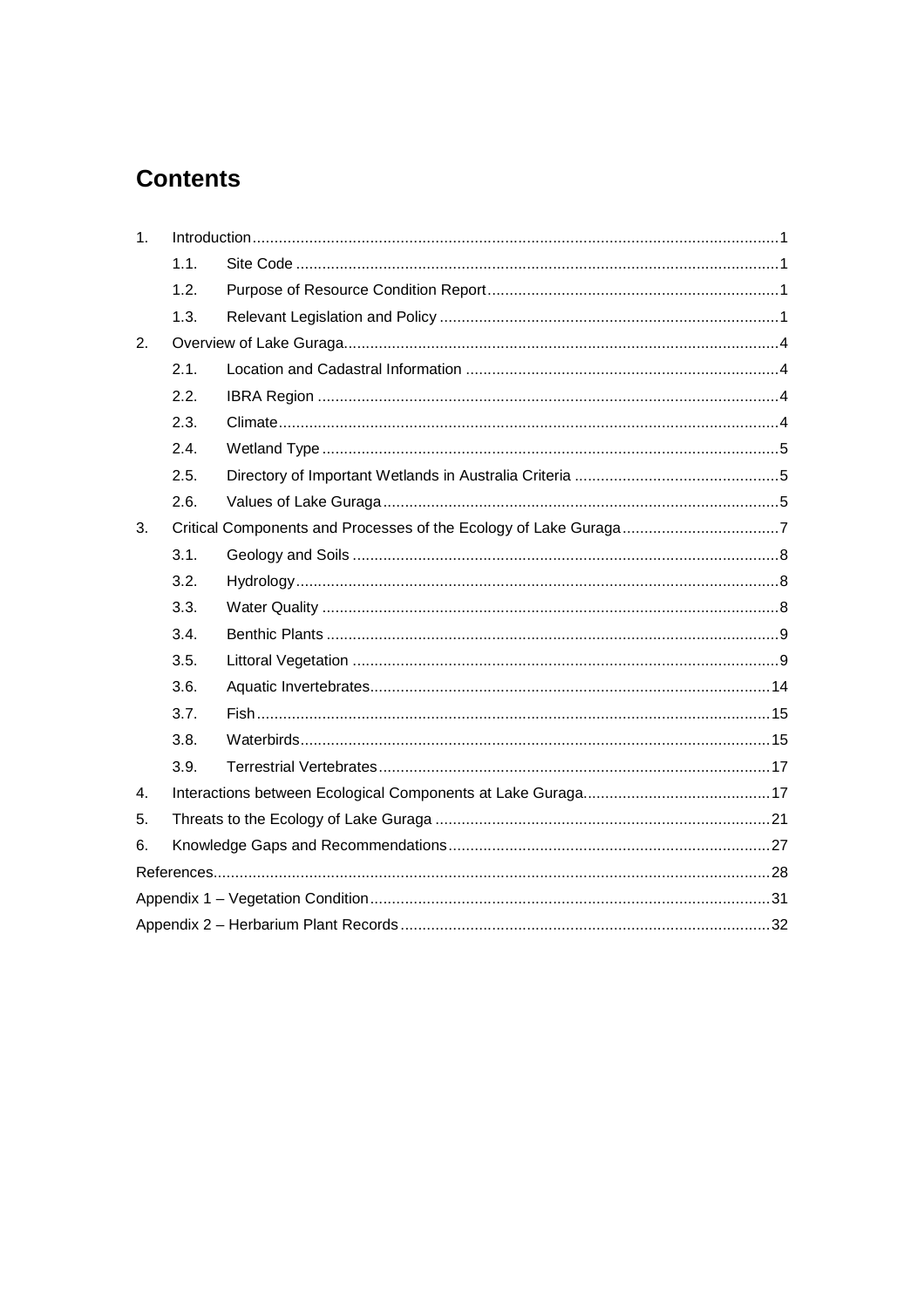# Contents

| | | |
|---|---|---|
| 1. | Introduction | 1 |
| 1.1. | Site Code | 1 |
| 1.2. | Purpose of Resource Condition Report | 1 |
| 1.3. | Relevant Legislation and Policy | 1 |
| 2. | Overview of Lake Guraga | 4 |
| 2.1. | Location and Cadastral Information | 4 |
| 2.2. | IBRA Region | 4 |
| 2.3. | Climate | 4 |
| 2.4. | Wetland Type | 5 |
| 2.5. | Directory of Important Wetlands in Australia Criteria | 5 |
| 2.6. | Values of Lake Guraga | 5 |
| 3. | Critical Components and Processes of the Ecology of Lake Guraga | 7 |
| 3.1. | Geology and Soils | 8 |
| 3.2. | Hydrology | 8 |
| 3.3. | Water Quality | 8 |
| 3.4. | Benthic Plants | 9 |
| 3.5. | Littoral Vegetation | 9 |
| 3.6. | Aquatic Invertebrates | 14 |
| 3.7. | Fish | 15 |
| 3.8. | Waterbirds | 15 |
| 3.9. | Terrestrial Vertebrates | 17 |
| 4. | Interactions between Ecological Components at Lake Guraga | 17 |
| 5. | Threats to the Ecology of Lake Guraga | 21 |
| 6. | Knowledge Gaps and Recommendations | 27 |
| | References | 28 |
| | Appendix 1 – Vegetation Condition | 31 |
| | Appendix 2 – Herbarium Plant Records | 32 |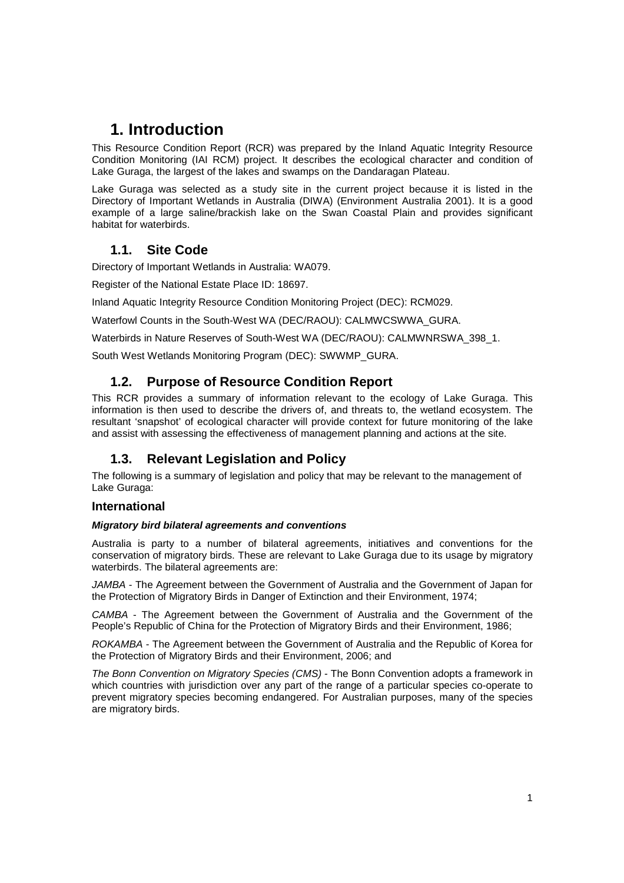# 1. Introduction

This Resource Condition Report (RCR) was prepared by the Inland Aquatic Integrity Resource Condition Monitoring (IAI RCM) project. It describes the ecological character and condition of Lake Guraga, the largest of the lakes and swamps on the Dandaragan Plateau.

Lake Guraga was selected as a study site in the current project because it is listed in the Directory of Important Wetlands in Australia (DIWA) (Environment Australia 2001). It is a good example of a large saline/brackish lake on the Swan Coastal Plain and provides significant habitat for waterbirds.

## 1.1. Site Code

Directory of Important Wetlands in Australia: WA079.

Register of the National Estate Place ID: 18697.

Inland Aquatic Integrity Resource Condition Monitoring Project (DEC): RCM029.

Waterfowl Counts in the South-West WA (DEC/RAOU): CALMWCSWWA_GURA.

Waterbirds in Nature Reserves of South-West WA (DEC/RAOU): CALMWNRSWA_398_1.

South West Wetlands Monitoring Program (DEC): SWWMP_GURA.

## 1.2. Purpose of Resource Condition Report

This RCR provides a summary of information relevant to the ecology of Lake Guraga. This information is then used to describe the drivers of, and threats to, the wetland ecosystem. The resultant 'snapshot' of ecological character will provide context for future monitoring of the lake and assist with assessing the effectiveness of management planning and actions at the site.

## 1.3. Relevant Legislation and Policy

The following is a summary of legislation and policy that may be relevant to the management of Lake Guraga:

### International

***Migratory bird bilateral agreements and conventions***

Australia is party to a number of bilateral agreements, initiatives and conventions for the conservation of migratory birds. These are relevant to Lake Guraga due to its usage by migratory waterbirds. The bilateral agreements are:

*JAMBA* - The Agreement between the Government of Australia and the Government of Japan for the Protection of Migratory Birds in Danger of Extinction and their Environment, 1974;

*CAMBA* - The Agreement between the Government of Australia and the Government of the People's Republic of China for the Protection of Migratory Birds and their Environment, 1986;

*ROKAMBA* - The Agreement between the Government of Australia and the Republic of Korea for the Protection of Migratory Birds and their Environment, 2006; and

*The Bonn Convention on Migratory Species (CMS)* - The Bonn Convention adopts a framework in which countries with jurisdiction over any part of the range of a particular species co-operate to prevent migratory species becoming endangered. For Australian purposes, many of the species are migratory birds.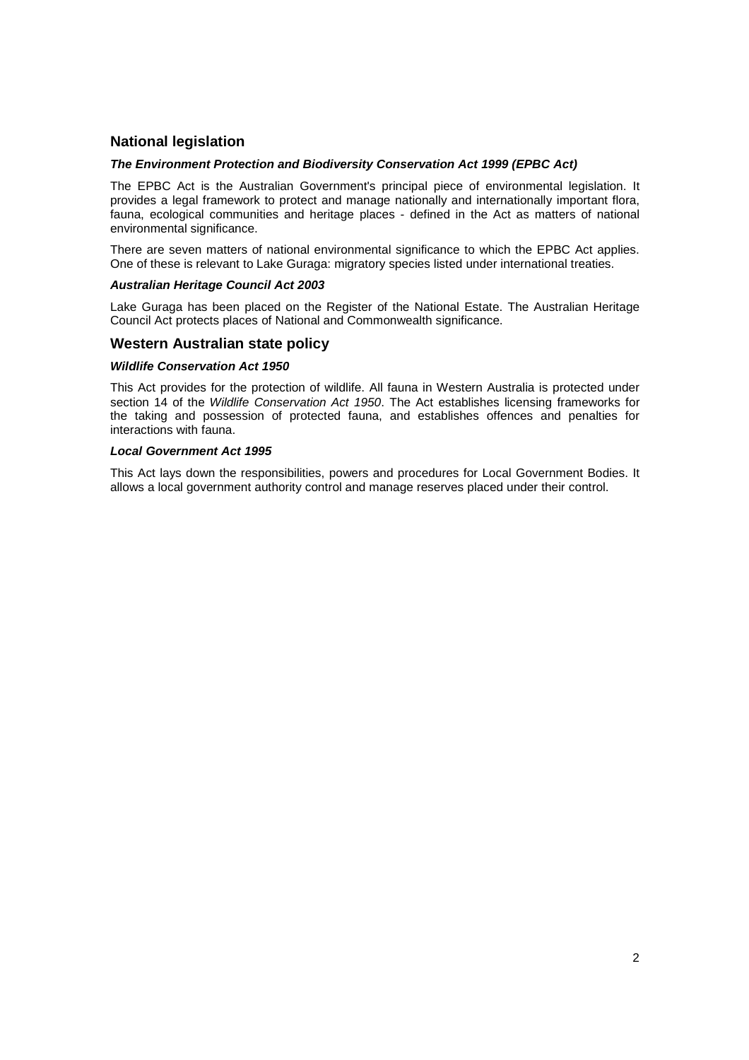## National legislation

#### ***The Environment Protection and Biodiversity Conservation Act 1999 (EPBC Act)***

The EPBC Act is the Australian Government's principal piece of environmental legislation. It provides a legal framework to protect and manage nationally and internationally important flora, fauna, ecological communities and heritage places - defined in the Act as matters of national environmental significance.

There are seven matters of national environmental significance to which the EPBC Act applies. One of these is relevant to Lake Guraga: migratory species listed under international treaties.

#### ***Australian Heritage Council Act 2003***

Lake Guraga has been placed on the Register of the National Estate. The Australian Heritage Council Act protects places of National and Commonwealth significance.

## Western Australian state policy

#### ***Wildlife Conservation Act 1950***

This Act provides for the protection of wildlife. All fauna in Western Australia is protected under section 14 of the *Wildlife Conservation Act 1950*. The Act establishes licensing frameworks for the taking and possession of protected fauna, and establishes offences and penalties for interactions with fauna.

#### ***Local Government Act 1995***

This Act lays down the responsibilities, powers and procedures for Local Government Bodies. It allows a local government authority control and manage reserves placed under their control.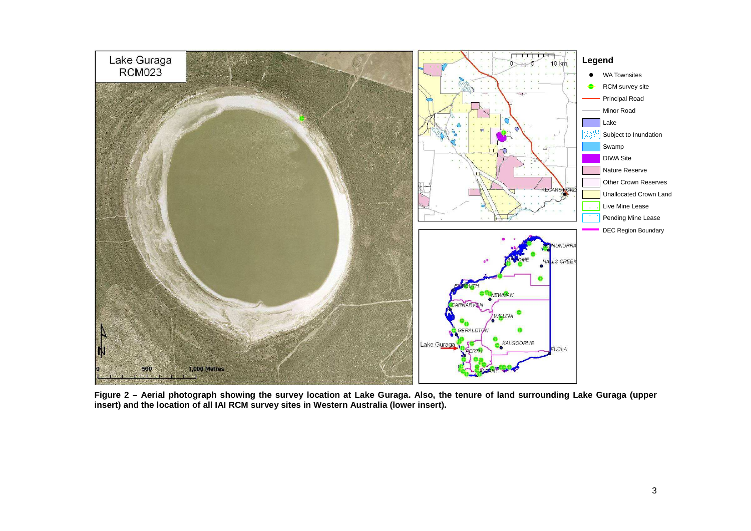**Figure 2 – Aerial photograph showing the survey location at Lake Guraga. Also, the tenure of land surrounding Lake Guraga (upper insert) and the location of all IAI RCM survey sites in Western Australia (lower insert).**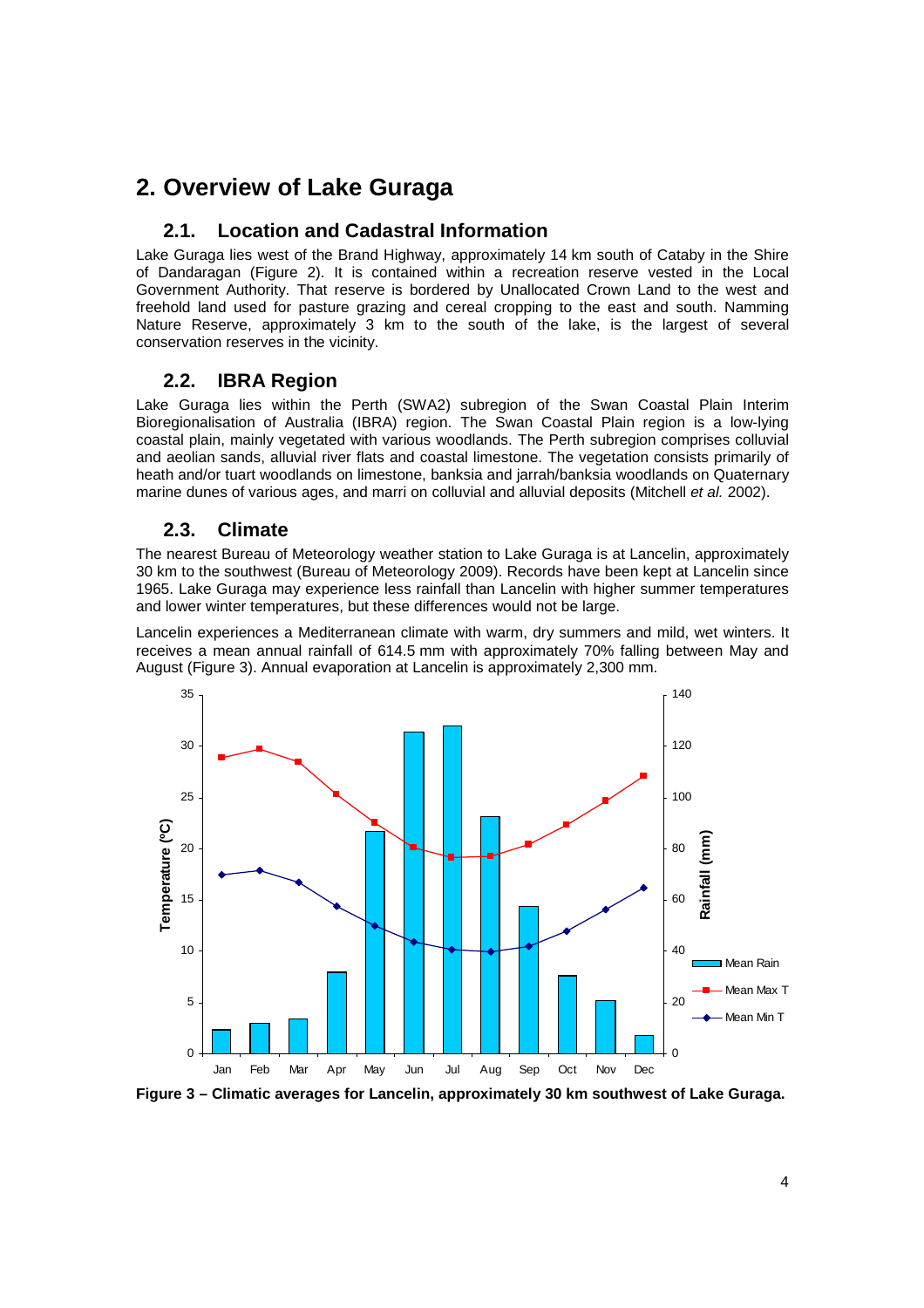# 2. Overview of Lake Guraga

## 2.1. Location and Cadastral Information

Lake Guraga lies west of the Brand Highway, approximately 14 km south of Cataby in the Shire of Dandaragan (Figure 2). It is contained within a recreation reserve vested in the Local Government Authority. That reserve is bordered by Unallocated Crown Land to the west and freehold land used for pasture grazing and cereal cropping to the east and south. Namming Nature Reserve, approximately 3 km to the south of the lake, is the largest of several conservation reserves in the vicinity.

## 2.2. IBRA Region

Lake Guraga lies within the Perth (SWA2) subregion of the Swan Coastal Plain Interim Bioregionalisation of Australia (IBRA) region. The Swan Coastal Plain region is a low-lying coastal plain, mainly vegetated with various woodlands. The Perth subregion comprises colluvial and aeolian sands, alluvial river flats and coastal limestone. The vegetation consists primarily of heath and/or tuart woodlands on limestone, banksia and jarrah/banksia woodlands on Quaternary marine dunes of various ages, and marri on colluvial and alluvial deposits (Mitchell *et al.* 2002).

## 2.3. Climate

The nearest Bureau of Meteorology weather station to Lake Guraga is at Lancelin, approximately 30 km to the southwest (Bureau of Meteorology 2009). Records have been kept at Lancelin since 1965. Lake Guraga may experience less rainfall than Lancelin with higher summer temperatures and lower winter temperatures, but these differences would not be large.

Lancelin experiences a Mediterranean climate with warm, dry summers and mild, wet winters. It receives a mean annual rainfall of 614.5 mm with approximately 70% falling between May and August (Figure 3). Annual evaporation at Lancelin is approximately 2,300 mm.

**Figure 3 – Climatic averages for Lancelin, approximately 30 km southwest of Lake Guraga.**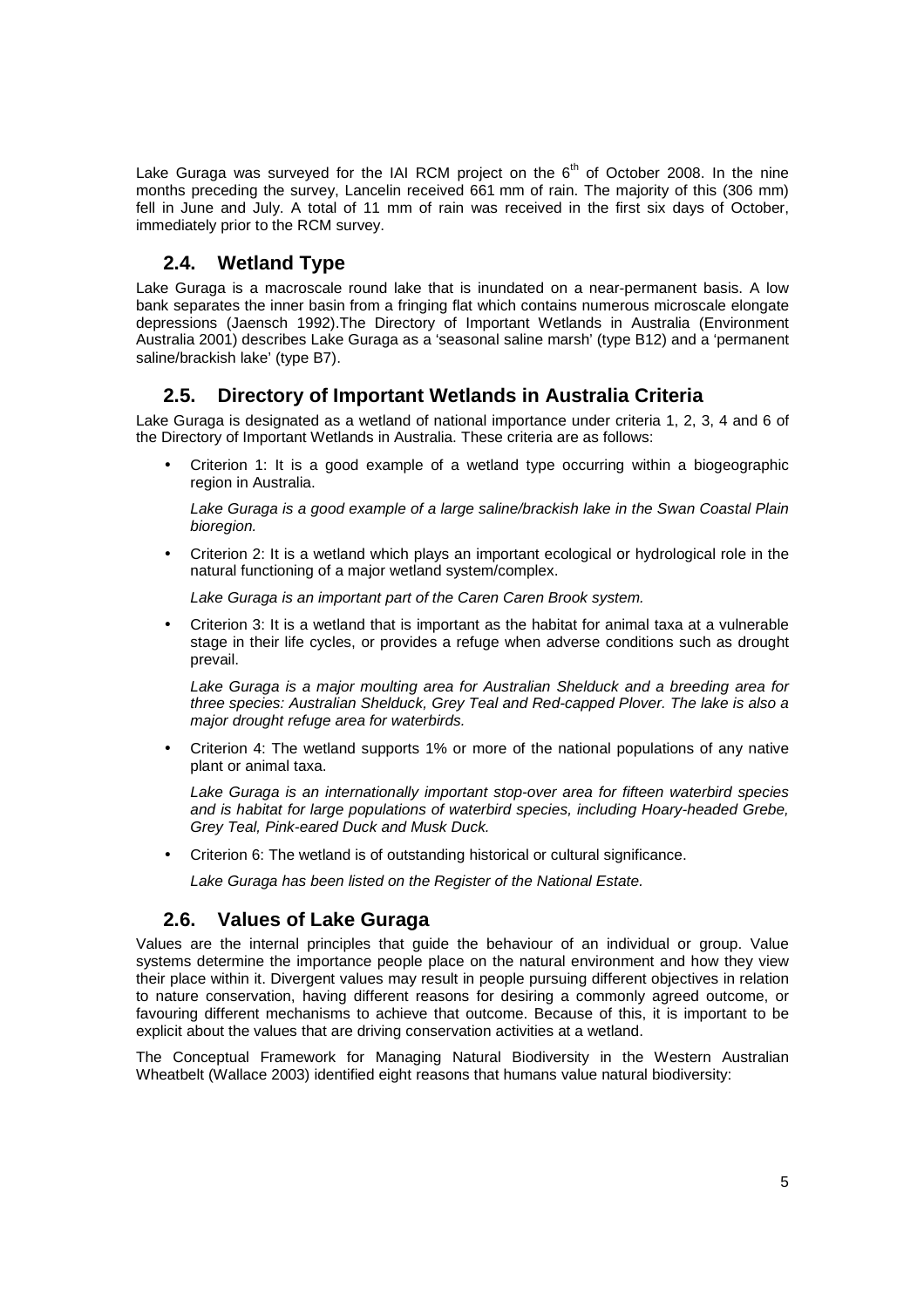Lake Guraga was surveyed for the IAI RCM project on the 6$^{th}$ of October 2008. In the nine months preceding the survey, Lancelin received 661 mm of rain. The majority of this (306 mm) fell in June and July. A total of 11 mm of rain was received in the first six days of October, immediately prior to the RCM survey.

## 2.4. Wetland Type

Lake Guraga is a macroscale round lake that is inundated on a near-permanent basis. A low bank separates the inner basin from a fringing flat which contains numerous microscale elongate depressions (Jaensch 1992).The Directory of Important Wetlands in Australia (Environment Australia 2001) describes Lake Guraga as a 'seasonal saline marsh' (type B12) and a 'permanent saline/brackish lake' (type B7).

## 2.5. Directory of Important Wetlands in Australia Criteria

Lake Guraga is designated as a wetland of national importance under criteria 1, 2, 3, 4 and 6 of the Directory of Important Wetlands in Australia. These criteria are as follows:

- Criterion 1: It is a good example of a wetland type occurring within a biogeographic region in Australia.

  *Lake Guraga is a good example of a large saline/brackish lake in the Swan Coastal Plain bioregion.*

- Criterion 2: It is a wetland which plays an important ecological or hydrological role in the natural functioning of a major wetland system/complex.

  *Lake Guraga is an important part of the Caren Caren Brook system.*

- Criterion 3: It is a wetland that is important as the habitat for animal taxa at a vulnerable stage in their life cycles, or provides a refuge when adverse conditions such as drought prevail.

  *Lake Guraga is a major moulting area for Australian Shelduck and a breeding area for three species: Australian Shelduck, Grey Teal and Red-capped Plover. The lake is also a major drought refuge area for waterbirds.*

- Criterion 4: The wetland supports 1% or more of the national populations of any native plant or animal taxa.

  *Lake Guraga is an internationally important stop-over area for fifteen waterbird species and is habitat for large populations of waterbird species, including Hoary-headed Grebe, Grey Teal, Pink-eared Duck and Musk Duck.*

- Criterion 6: The wetland is of outstanding historical or cultural significance.

  *Lake Guraga has been listed on the Register of the National Estate.*

## 2.6. Values of Lake Guraga

Values are the internal principles that guide the behaviour of an individual or group. Value systems determine the importance people place on the natural environment and how they view their place within it. Divergent values may result in people pursuing different objectives in relation to nature conservation, having different reasons for desiring a commonly agreed outcome, or favouring different mechanisms to achieve that outcome. Because of this, it is important to be explicit about the values that are driving conservation activities at a wetland.

The Conceptual Framework for Managing Natural Biodiversity in the Western Australian Wheatbelt (Wallace 2003) identified eight reasons that humans value natural biodiversity: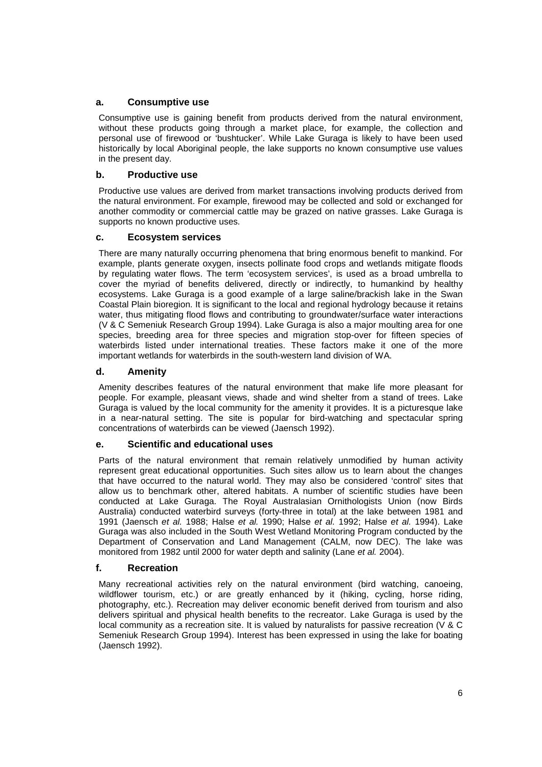### a. Consumptive use

Consumptive use is gaining benefit from products derived from the natural environment, without these products going through a market place, for example, the collection and personal use of firewood or 'bushtucker'. While Lake Guraga is likely to have been used historically by local Aboriginal people, the lake supports no known consumptive use values in the present day.

### b. Productive use

Productive use values are derived from market transactions involving products derived from the natural environment. For example, firewood may be collected and sold or exchanged for another commodity or commercial cattle may be grazed on native grasses. Lake Guraga is supports no known productive uses.

### c. Ecosystem services

There are many naturally occurring phenomena that bring enormous benefit to mankind. For example, plants generate oxygen, insects pollinate food crops and wetlands mitigate floods by regulating water flows. The term 'ecosystem services', is used as a broad umbrella to cover the myriad of benefits delivered, directly or indirectly, to humankind by healthy ecosystems. Lake Guraga is a good example of a large saline/brackish lake in the Swan Coastal Plain bioregion. It is significant to the local and regional hydrology because it retains water, thus mitigating flood flows and contributing to groundwater/surface water interactions (V & C Semeniuk Research Group 1994). Lake Guraga is also a major moulting area for one species, breeding area for three species and migration stop-over for fifteen species of waterbirds listed under international treaties. These factors make it one of the more important wetlands for waterbirds in the south-western land division of WA.

### d. Amenity

Amenity describes features of the natural environment that make life more pleasant for people. For example, pleasant views, shade and wind shelter from a stand of trees. Lake Guraga is valued by the local community for the amenity it provides. It is a picturesque lake in a near-natural setting. The site is popular for bird-watching and spectacular spring concentrations of waterbirds can be viewed (Jaensch 1992).

### e. Scientific and educational uses

Parts of the natural environment that remain relatively unmodified by human activity represent great educational opportunities. Such sites allow us to learn about the changes that have occurred to the natural world. They may also be considered 'control' sites that allow us to benchmark other, altered habitats. A number of scientific studies have been conducted at Lake Guraga. The Royal Australasian Ornithologists Union (now Birds Australia) conducted waterbird surveys (forty-three in total) at the lake between 1981 and 1991 (Jaensch *et al.* 1988; Halse *et al.* 1990; Halse *et al.* 1992; Halse *et al.* 1994). Lake Guraga was also included in the South West Wetland Monitoring Program conducted by the Department of Conservation and Land Management (CALM, now DEC). The lake was monitored from 1982 until 2000 for water depth and salinity (Lane *et al.* 2004).

### f. Recreation

Many recreational activities rely on the natural environment (bird watching, canoeing, wildflower tourism, etc.) or are greatly enhanced by it (hiking, cycling, horse riding, photography, etc.). Recreation may deliver economic benefit derived from tourism and also delivers spiritual and physical health benefits to the recreator. Lake Guraga is used by the local community as a recreation site. It is valued by naturalists for passive recreation (V & C Semeniuk Research Group 1994). Interest has been expressed in using the lake for boating (Jaensch 1992).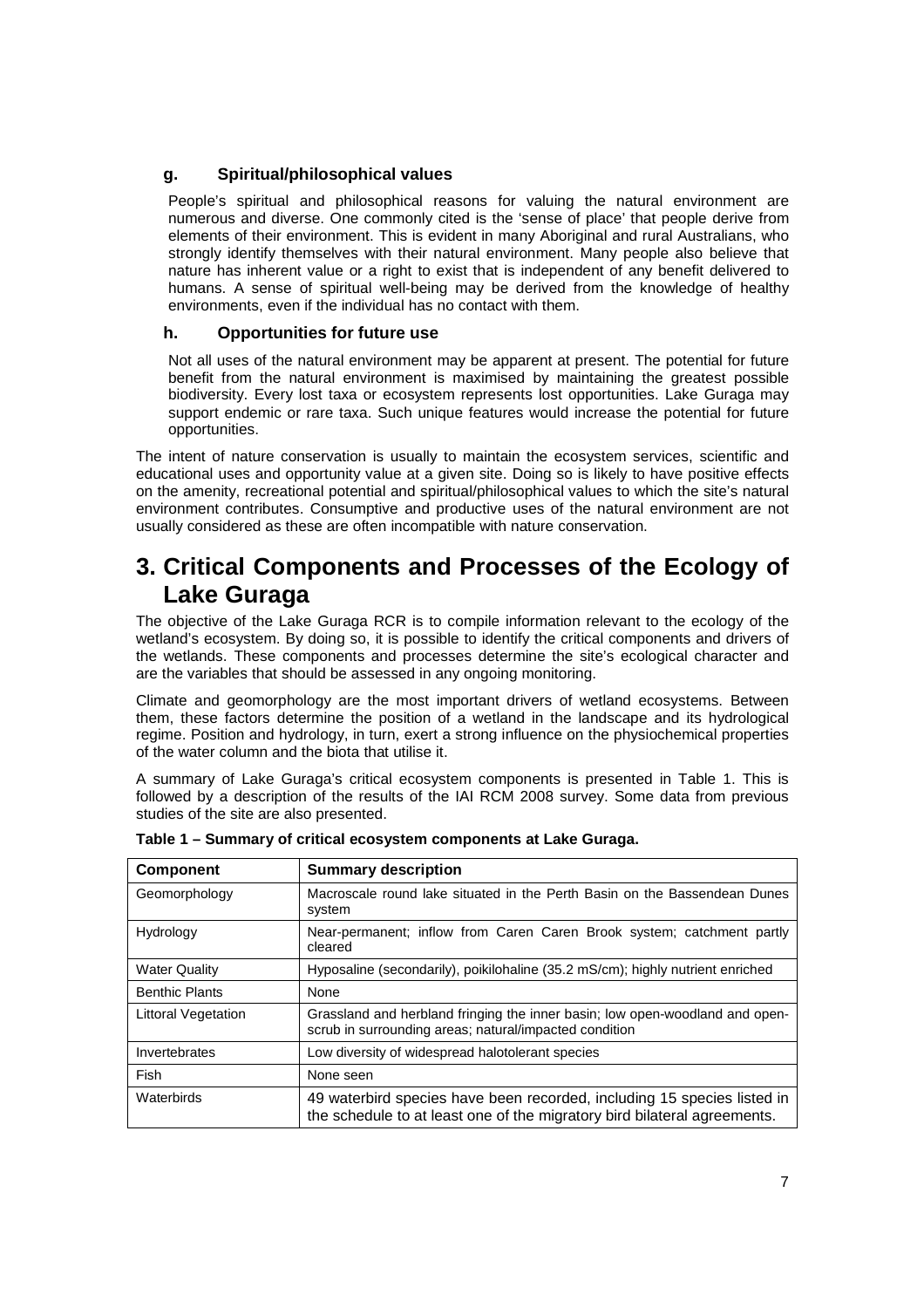### g. Spiritual/philosophical values

People's spiritual and philosophical reasons for valuing the natural environment are numerous and diverse. One commonly cited is the 'sense of place' that people derive from elements of their environment. This is evident in many Aboriginal and rural Australians, who strongly identify themselves with their natural environment. Many people also believe that nature has inherent value or a right to exist that is independent of any benefit delivered to humans. A sense of spiritual well-being may be derived from the knowledge of healthy environments, even if the individual has no contact with them.

### h. Opportunities for future use

Not all uses of the natural environment may be apparent at present. The potential for future benefit from the natural environment is maximised by maintaining the greatest possible biodiversity. Every lost taxa or ecosystem represents lost opportunities. Lake Guraga may support endemic or rare taxa. Such unique features would increase the potential for future opportunities.

The intent of nature conservation is usually to maintain the ecosystem services, scientific and educational uses and opportunity value at a given site. Doing so is likely to have positive effects on the amenity, recreational potential and spiritual/philosophical values to which the site's natural environment contributes. Consumptive and productive uses of the natural environment are not usually considered as these are often incompatible with nature conservation.

# 3. Critical Components and Processes of the Ecology of Lake Guraga

The objective of the Lake Guraga RCR is to compile information relevant to the ecology of the wetland's ecosystem. By doing so, it is possible to identify the critical components and drivers of the wetlands. These components and processes determine the site's ecological character and are the variables that should be assessed in any ongoing monitoring.

Climate and geomorphology are the most important drivers of wetland ecosystems. Between them, these factors determine the position of a wetland in the landscape and its hydrological regime. Position and hydrology, in turn, exert a strong influence on the physiochemical properties of the water column and the biota that utilise it.

A summary of Lake Guraga's critical ecosystem components is presented in Table 1. This is followed by a description of the results of the IAI RCM 2008 survey. Some data from previous studies of the site are also presented.

**Table 1 – Summary of critical ecosystem components at Lake Guraga.**

| Component | Summary description |
|---|---|
| Geomorphology | Macroscale round lake situated in the Perth Basin on the Bassendean Dunes system |
| Hydrology | Near-permanent; inflow from Caren Caren Brook system; catchment partly cleared |
| Water Quality | Hyposaline (secondarily), poikilohaline (35.2 mS/cm); highly nutrient enriched |
| Benthic Plants | None |
| Littoral Vegetation | Grassland and herbland fringing the inner basin; low open-woodland and open-scrub in surrounding areas; natural/impacted condition |
| Invertebrates | Low diversity of widespread halotolerant species |
| Fish | None seen |
| Waterbirds | 49 waterbird species have been recorded, including 15 species listed in the schedule to at least one of the migratory bird bilateral agreements. |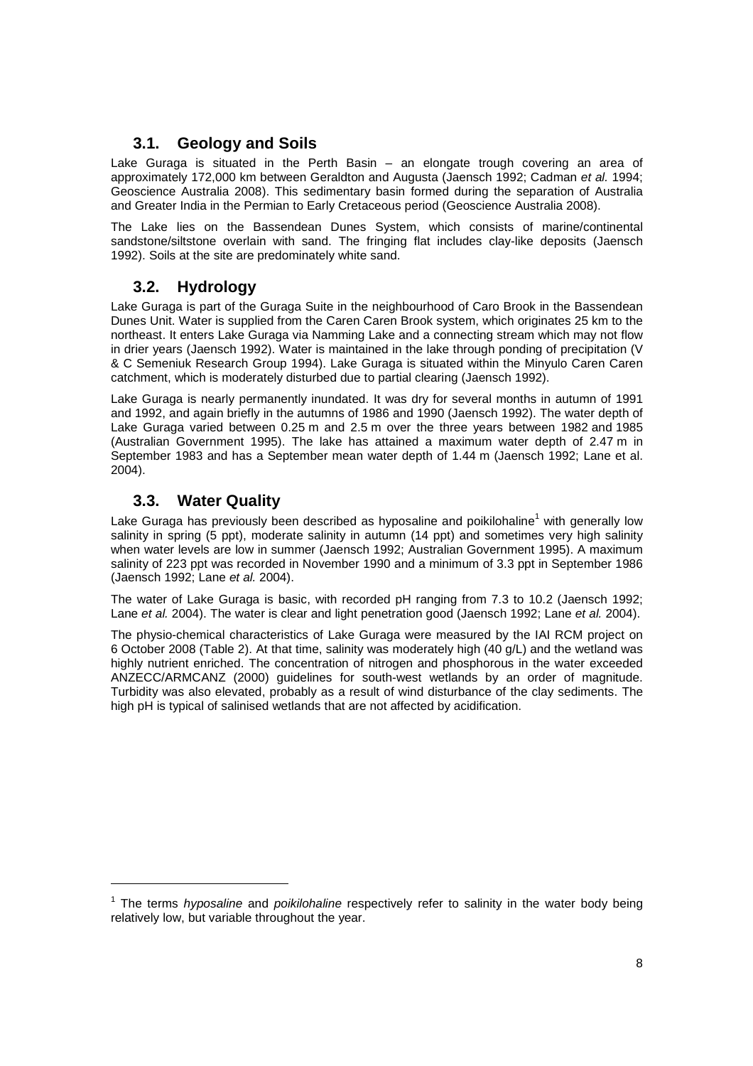## 3.1. Geology and Soils

Lake Guraga is situated in the Perth Basin – an elongate trough covering an area of approximately 172,000 km between Geraldton and Augusta (Jaensch 1992; Cadman *et al.* 1994; Geoscience Australia 2008). This sedimentary basin formed during the separation of Australia and Greater India in the Permian to Early Cretaceous period (Geoscience Australia 2008).

The Lake lies on the Bassendean Dunes System, which consists of marine/continental sandstone/siltstone overlain with sand. The fringing flat includes clay-like deposits (Jaensch 1992). Soils at the site are predominately white sand.

## 3.2. Hydrology

Lake Guraga is part of the Guraga Suite in the neighbourhood of Caro Brook in the Bassendean Dunes Unit. Water is supplied from the Caren Caren Brook system, which originates 25 km to the northeast. It enters Lake Guraga via Namming Lake and a connecting stream which may not flow in drier years (Jaensch 1992). Water is maintained in the lake through ponding of precipitation (V & C Semeniuk Research Group 1994). Lake Guraga is situated within the Minyulo Caren Caren catchment, which is moderately disturbed due to partial clearing (Jaensch 1992).

Lake Guraga is nearly permanently inundated. It was dry for several months in autumn of 1991 and 1992, and again briefly in the autumns of 1986 and 1990 (Jaensch 1992). The water depth of Lake Guraga varied between 0.25 m and 2.5 m over the three years between 1982 and 1985 (Australian Government 1995). The lake has attained a maximum water depth of 2.47 m in September 1983 and has a September mean water depth of 1.44 m (Jaensch 1992; Lane et al. 2004).

## 3.3. Water Quality

Lake Guraga has previously been described as hyposaline and poikilohaline[1] with generally low salinity in spring (5 ppt), moderate salinity in autumn (14 ppt) and sometimes very high salinity when water levels are low in summer (Jaensch 1992; Australian Government 1995). A maximum salinity of 223 ppt was recorded in November 1990 and a minimum of 3.3 ppt in September 1986 (Jaensch 1992; Lane *et al.* 2004).

The water of Lake Guraga is basic, with recorded pH ranging from 7.3 to 10.2 (Jaensch 1992; Lane *et al.* 2004). The water is clear and light penetration good (Jaensch 1992; Lane *et al.* 2004).

The physio-chemical characteristics of Lake Guraga were measured by the IAI RCM project on 6 October 2008 (Table 2). At that time, salinity was moderately high (40 g/L) and the wetland was highly nutrient enriched. The concentration of nitrogen and phosphorous in the water exceeded ANZECC/ARMCANZ (2000) guidelines for south-west wetlands by an order of magnitude. Turbidity was also elevated, probably as a result of wind disturbance of the clay sediments. The high pH is typical of salinised wetlands that are not affected by acidification.

---

[1] The terms *hyposaline* and *poikilohaline* respectively refer to salinity in the water body being relatively low, but variable throughout the year.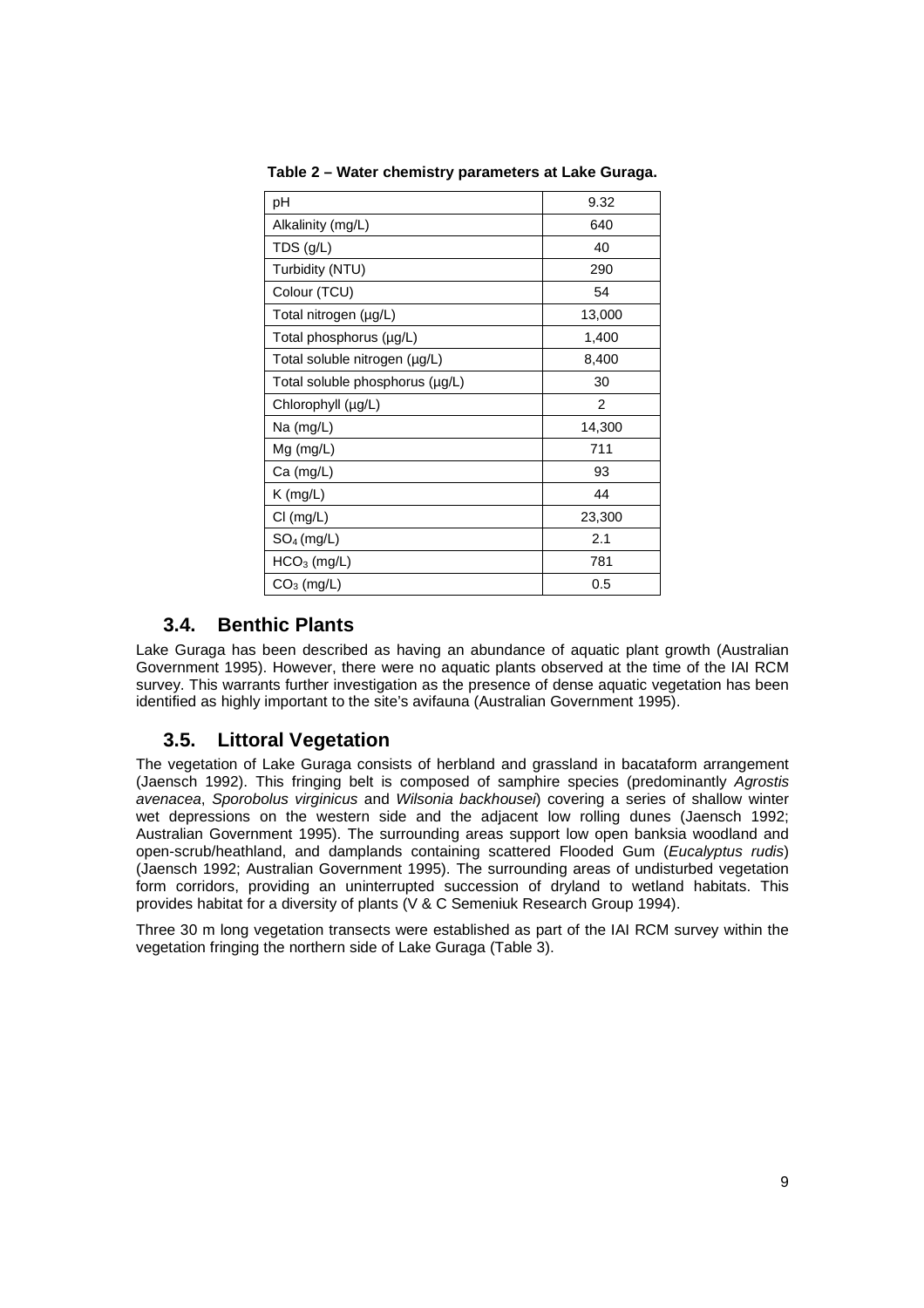**Table 2 – Water chemistry parameters at Lake Guraga.**

| | |
|---|---|
| pH | 9.32 |
| Alkalinity (mg/L) | 640 |
| TDS (g/L) | 40 |
| Turbidity (NTU) | 290 |
| Colour (TCU) | 54 |
| Total nitrogen (µg/L) | 13,000 |
| Total phosphorus (µg/L) | 1,400 |
| Total soluble nitrogen (µg/L) | 8,400 |
| Total soluble phosphorus (µg/L) | 30 |
| Chlorophyll (µg/L) | 2 |
| Na (mg/L) | 14,300 |
| Mg (mg/L) | 711 |
| Ca (mg/L) | 93 |
| K (mg/L) | 44 |
| Cl (mg/L) | 23,300 |
| $SO_4$ (mg/L) | 2.1 |
| $HCO_3$ (mg/L) | 781 |
| $CO_3$ (mg/L) | 0.5 |

## 3.4. Benthic Plants

Lake Guraga has been described as having an abundance of aquatic plant growth (Australian Government 1995). However, there were no aquatic plants observed at the time of the IAI RCM survey. This warrants further investigation as the presence of dense aquatic vegetation has been identified as highly important to the site's avifauna (Australian Government 1995).

## 3.5. Littoral Vegetation

The vegetation of Lake Guraga consists of herbland and grassland in bacataform arrangement (Jaensch 1992). This fringing belt is composed of samphire species (predominantly *Agrostis avenacea*, *Sporobolus virginicus* and *Wilsonia backhousei*) covering a series of shallow winter wet depressions on the western side and the adjacent low rolling dunes (Jaensch 1992; Australian Government 1995). The surrounding areas support low open banksia woodland and open-scrub/heathland, and damplands containing scattered Flooded Gum (*Eucalyptus rudis*) (Jaensch 1992; Australian Government 1995). The surrounding areas of undisturbed vegetation form corridors, providing an uninterrupted succession of dryland to wetland habitats. This provides habitat for a diversity of plants (V & C Semeniuk Research Group 1994).

Three 30 m long vegetation transects were established as part of the IAI RCM survey within the vegetation fringing the northern side of Lake Guraga (Table 3).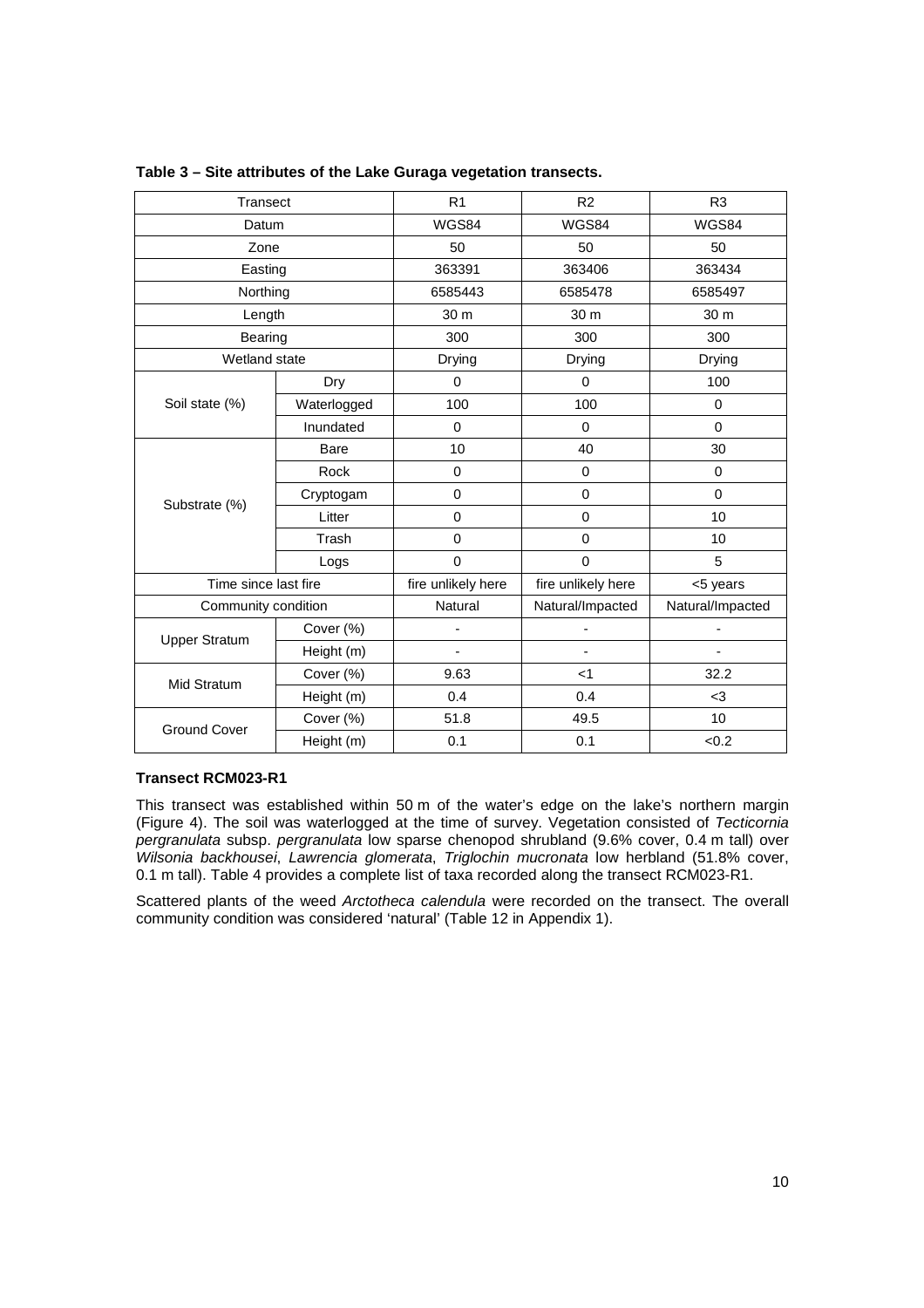**Table 3 – Site attributes of the Lake Guraga vegetation transects.**

| Transect | | R1 | R2 | R3 |
|---|---|---|---|---|
| Datum | | WGS84 | WGS84 | WGS84 |
| Zone | | 50 | 50 | 50 |
| Easting | | 363391 | 363406 | 363434 |
| Northing | | 6585443 | 6585478 | 6585497 |
| Length | | 30 m | 30 m | 30 m |
| Bearing | | 300 | 300 | 300 |
| Wetland state | | Drying | Drying | Drying |
| Soil state (%) | Dry | 0 | 0 | 100 |
| | Waterlogged | 100 | 100 | 0 |
| | Inundated | 0 | 0 | 0 |
| Substrate (%) | Bare | 10 | 40 | 30 |
| | Rock | 0 | 0 | 0 |
| | Cryptogam | 0 | 0 | 0 |
| | Litter | 0 | 0 | 10 |
| | Trash | 0 | 0 | 10 |
| | Logs | 0 | 0 | 5 |
| Time since last fire | | fire unlikely here | fire unlikely here | <5 years |
| Community condition | | Natural | Natural/Impacted | Natural/Impacted |
| Upper Stratum | Cover (%) | - | - | - |
| | Height (m) | - | - | - |
| Mid Stratum | Cover (%) | 9.63 | <1 | 32.2 |
| | Height (m) | 0.4 | 0.4 | <3 |
| Ground Cover | Cover (%) | 51.8 | 49.5 | 10 |
| | Height (m) | 0.1 | 0.1 | <0.2 |

**Transect RCM023-R1**

This transect was established within 50 m of the water's edge on the lake's northern margin (Figure 4). The soil was waterlogged at the time of survey. Vegetation consisted of *Tecticornia pergranulata* subsp. *pergranulata* low sparse chenopod shrubland (9.6% cover, 0.4 m tall) over *Wilsonia backhousei*, *Lawrencia glomerata*, *Triglochin mucronata* low herbland (51.8% cover, 0.1 m tall). Table 4 provides a complete list of taxa recorded along the transect RCM023-R1.

Scattered plants of the weed *Arctotheca calendula* were recorded on the transect. The overall community condition was considered 'natural' (Table 12 in Appendix 1).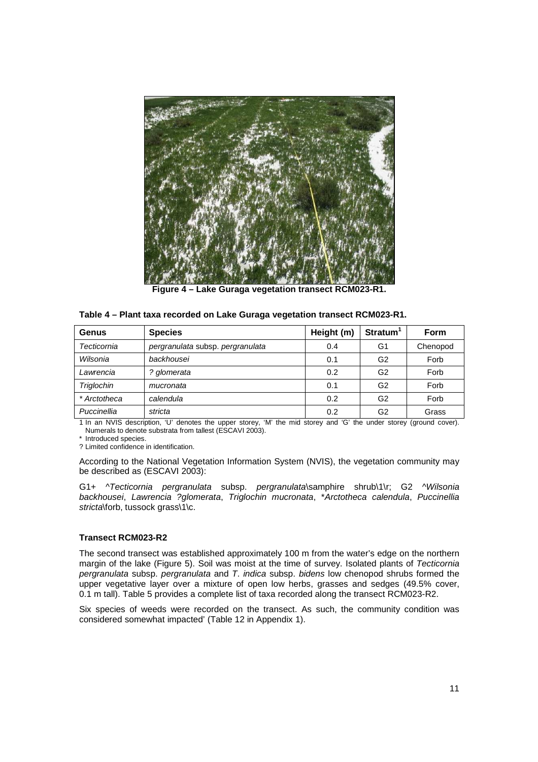**Figure 4 – Lake Guraga vegetation transect RCM023-R1.**

**Table 4 – Plant taxa recorded on Lake Guraga vegetation transect RCM023-R1.**

| Genus | Species | Height (m) | Stratum[1] | Form |
|---|---|---|---|---|
| *Tecticornia* | *pergranulata* subsp. *pergranulata* | 0.4 | G1 | Chenopod |
| *Wilsonia* | *backhousei* | 0.1 | G2 | Forb |
| *Lawrencia* | *? glomerata* | 0.2 | G2 | Forb |
| *Triglochin* | *mucronata* | 0.1 | G2 | Forb |
| * *Arctotheca* | *calendula* | 0.2 | G2 | Forb |
| *Puccinellia* | *stricta* | 0.2 | G2 | Grass |

1 In an NVIS description, 'U' denotes the upper storey, 'M' the mid storey and 'G' the under storey (ground cover). Numerals to denote substrata from tallest (ESCAVI 2003).

\* Introduced species.

? Limited confidence in identification.

According to the National Vegetation Information System (NVIS), the vegetation community may be described as (ESCAVI 2003):

G1+ ^*Tecticornia pergranulata* subsp. *pergranulata*\samphire shrub\1\r; G2 ^*Wilsonia backhousei*, *Lawrencia ?glomerata*, *Triglochin mucronata*, **Arctotheca calendula*, *Puccinellia stricta*\forb, tussock grass\1\c.

**Transect RCM023-R2**

The second transect was established approximately 100 m from the water's edge on the northern margin of the lake (Figure 5). Soil was moist at the time of survey. Isolated plants of *Tecticornia pergranulata* subsp. *pergranulata* and *T. indica* subsp. *bidens* low chenopod shrubs formed the upper vegetative layer over a mixture of open low herbs, grasses and sedges (49.5% cover, 0.1 m tall). Table 5 provides a complete list of taxa recorded along the transect RCM023-R2.

Six species of weeds were recorded on the transect. As such, the community condition was considered somewhat impacted' (Table 12 in Appendix 1).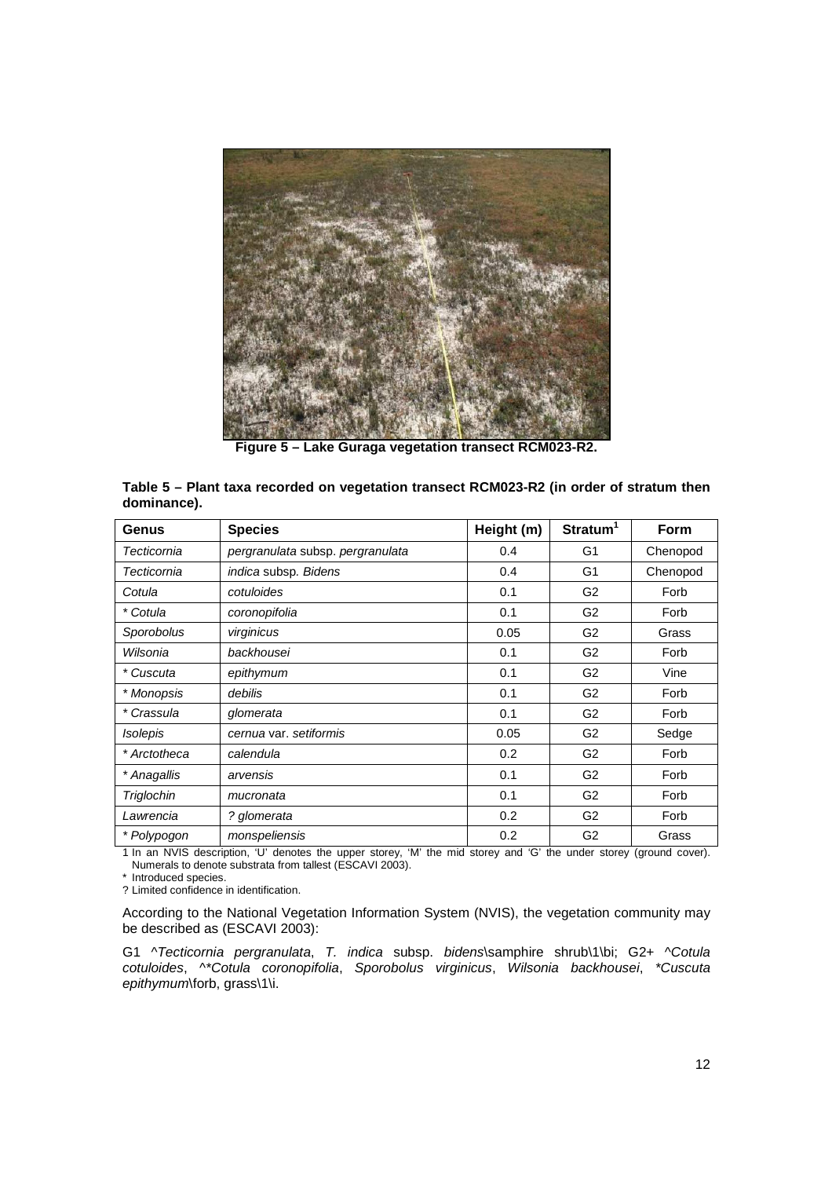**Figure 5 – Lake Guraga vegetation transect RCM023-R2.**

**Table 5 – Plant taxa recorded on vegetation transect RCM023-R2 (in order of stratum then dominance).**

| Genus | Species | Height (m) | Stratum[1] | Form |
|---|---|---|---|---|
| *Tecticornia* | *pergranulata* subsp. *pergranulata* | 0.4 | G1 | Chenopod |
| *Tecticornia* | *indica* subsp. *Bidens* | 0.4 | G1 | Chenopod |
| *Cotula* | *cotuloides* | 0.1 | G2 | Forb |
| * *Cotula* | *coronopifolia* | 0.1 | G2 | Forb |
| *Sporobolus* | *virginicus* | 0.05 | G2 | Grass |
| *Wilsonia* | *backhousei* | 0.1 | G2 | Forb |
| * *Cuscuta* | *epithymum* | 0.1 | G2 | Vine |
| * *Monopsis* | *debilis* | 0.1 | G2 | Forb |
| * *Crassula* | *glomerata* | 0.1 | G2 | Forb |
| *Isolepis* | *cernua* var. *setiformis* | 0.05 | G2 | Sedge |
| * *Arctotheca* | *calendula* | 0.2 | G2 | Forb |
| * *Anagallis* | *arvensis* | 0.1 | G2 | Forb |
| *Triglochin* | *mucronata* | 0.1 | G2 | Forb |
| *Lawrencia* | *? glomerata* | 0.2 | G2 | Forb |
| * *Polypogon* | *monspeliensis* | 0.2 | G2 | Grass |

1 In an NVIS description, 'U' denotes the upper storey, 'M' the mid storey and 'G' the under storey (ground cover). Numerals to denote substrata from tallest (ESCAVI 2003).
\* Introduced species.
? Limited confidence in identification.

According to the National Vegetation Information System (NVIS), the vegetation community may be described as (ESCAVI 2003):

G1 ^*Tecticornia pergranulata*, *T. indica* subsp. *bidens*\samphire shrub\1\bi; G2+ ^*Cotula cotuloides*, ^**Cotula coronopifolia*, *Sporobolus virginicus*, *Wilsonia backhousei*, **Cuscuta epithymum*\forb, grass\1\i.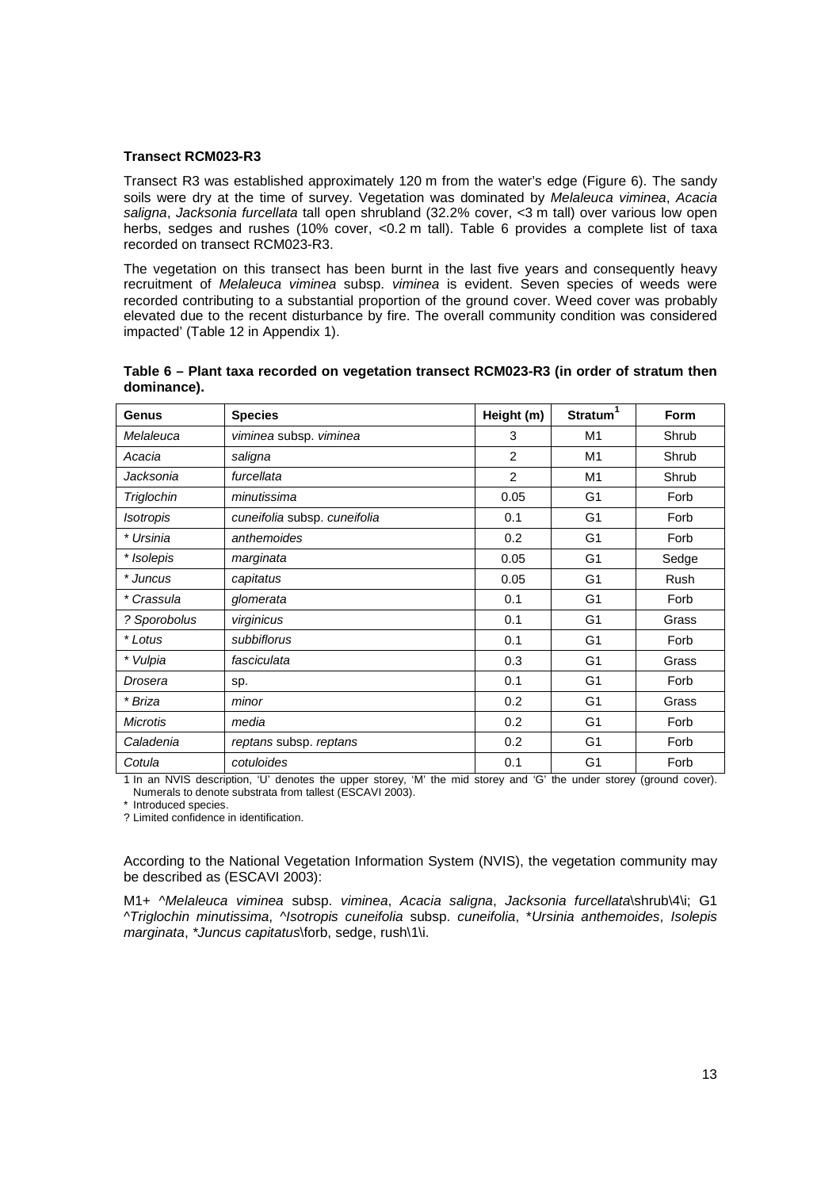**Transect RCM023-R3**

Transect R3 was established approximately 120 m from the water's edge (Figure 6). The sandy soils were dry at the time of survey. Vegetation was dominated by *Melaleuca viminea*, *Acacia saligna*, *Jacksonia furcellata* tall open shrubland (32.2% cover, <3 m tall) over various low open herbs, sedges and rushes (10% cover, <0.2 m tall). Table 6 provides a complete list of taxa recorded on transect RCM023-R3.

The vegetation on this transect has been burnt in the last five years and consequently heavy recruitment of *Melaleuca viminea* subsp. *viminea* is evident. Seven species of weeds were recorded contributing to a substantial proportion of the ground cover. Weed cover was probably elevated due to the recent disturbance by fire. The overall community condition was considered impacted' (Table 12 in Appendix 1).

**Table 6 – Plant taxa recorded on vegetation transect RCM023-R3 (in order of stratum then dominance).**

| Genus | Species | Height (m) | Stratum[1] | Form |
|---|---|---|---|---|
| *Melaleuca* | *viminea* subsp. *viminea* | 3 | M1 | Shrub |
| *Acacia* | *saligna* | 2 | M1 | Shrub |
| *Jacksonia* | *furcellata* | 2 | M1 | Shrub |
| *Triglochin* | *minutissima* | 0.05 | G1 | Forb |
| *Isotropis* | *cuneifolia* subsp. *cuneifolia* | 0.1 | G1 | Forb |
| * *Ursinia* | *anthemoides* | 0.2 | G1 | Forb |
| * *Isolepis* | *marginata* | 0.05 | G1 | Sedge |
| * *Juncus* | *capitatus* | 0.05 | G1 | Rush |
| * *Crassula* | *glomerata* | 0.1 | G1 | Forb |
| ? *Sporobolus* | *virginicus* | 0.1 | G1 | Grass |
| * *Lotus* | *subbiflorus* | 0.1 | G1 | Forb |
| * *Vulpia* | *fasciculata* | 0.3 | G1 | Grass |
| *Drosera* | sp. | 0.1 | G1 | Forb |
| * *Briza* | *minor* | 0.2 | G1 | Grass |
| *Microtis* | *media* | 0.2 | G1 | Forb |
| *Caladenia* | *reptans* subsp. *reptans* | 0.2 | G1 | Forb |
| *Cotula* | *cotuloides* | 0.1 | G1 | Forb |

1 In an NVIS description, 'U' denotes the upper storey, 'M' the mid storey and 'G' the under storey (ground cover). Numerals to denote substrata from tallest (ESCAVI 2003).

\* Introduced species.

? Limited confidence in identification.

According to the National Vegetation Information System (NVIS), the vegetation community may be described as (ESCAVI 2003):

M1+ ^*Melaleuca viminea* subsp. *viminea*, *Acacia saligna*, *Jacksonia furcellata*\shrub\4\i; G1 ^*Triglochin minutissima*, ^*Isotropis cuneifolia* subsp. *cuneifolia*, *\*Ursinia anthemoides*, *Isolepis marginata*, *\*Juncus capitatus*\forb, sedge, rush\1\i.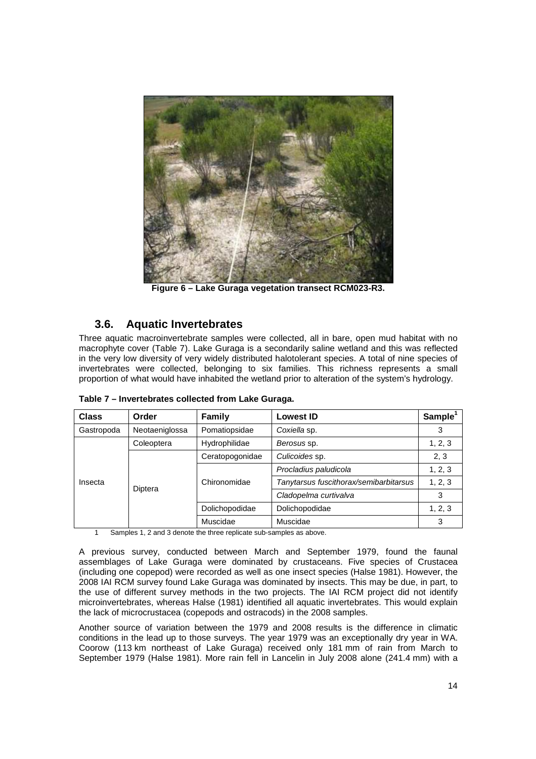Figure 6 – Lake Guraga vegetation transect RCM023-R3.

## 3.6. Aquatic Invertebrates

Three aquatic macroinvertebrate samples were collected, all in bare, open mud habitat with no macrophyte cover (Table 7). Lake Guraga is a secondarily saline wetland and this was reflected in the very low diversity of very widely distributed halotolerant species. A total of nine species of invertebrates were collected, belonging to six families. This richness represents a small proportion of what would have inhabited the wetland prior to alteration of the system's hydrology.

**Table 7 – Invertebrates collected from Lake Guraga.**

| Class | Order | Family | Lowest ID | Sample[1] |
|---|---|---|---|---|
| Gastropoda | Neotaeniglossa | Pomatiopsidae | *Coxiella* sp. | 3 |
| Insecta | Coleoptera | Hydrophilidae | *Berosus* sp. | 1, 2, 3 |
| | Diptera | Ceratopogonidae | *Culicoides* sp. | 2, 3 |
| | | Chironomidae | *Procladius paludicola* | 1, 2, 3 |
| | | | *Tanytarsus fuscithorax/semibarbitarsus* | 1, 2, 3 |
| | | | *Cladopelma curtivalva* | 3 |
| | | Dolichopodidae | Dolichopodidae | 1, 2, 3 |
| | | Muscidae | Muscidae | 3 |

1 Samples 1, 2 and 3 denote the three replicate sub-samples as above.

A previous survey, conducted between March and September 1979, found the faunal assemblages of Lake Guraga were dominated by crustaceans. Five species of Crustacea (including one copepod) were recorded as well as one insect species (Halse 1981). However, the 2008 IAI RCM survey found Lake Guraga was dominated by insects. This may be due, in part, to the use of different survey methods in the two projects. The IAI RCM project did not identify microinvertebrates, whereas Halse (1981) identified all aquatic invertebrates. This would explain the lack of microcrustacea (copepods and ostracods) in the 2008 samples.

Another source of variation between the 1979 and 2008 results is the difference in climatic conditions in the lead up to those surveys. The year 1979 was an exceptionally dry year in WA. Coorow (113 km northeast of Lake Guraga) received only 181 mm of rain from March to September 1979 (Halse 1981). More rain fell in Lancelin in July 2008 alone (241.4 mm) with a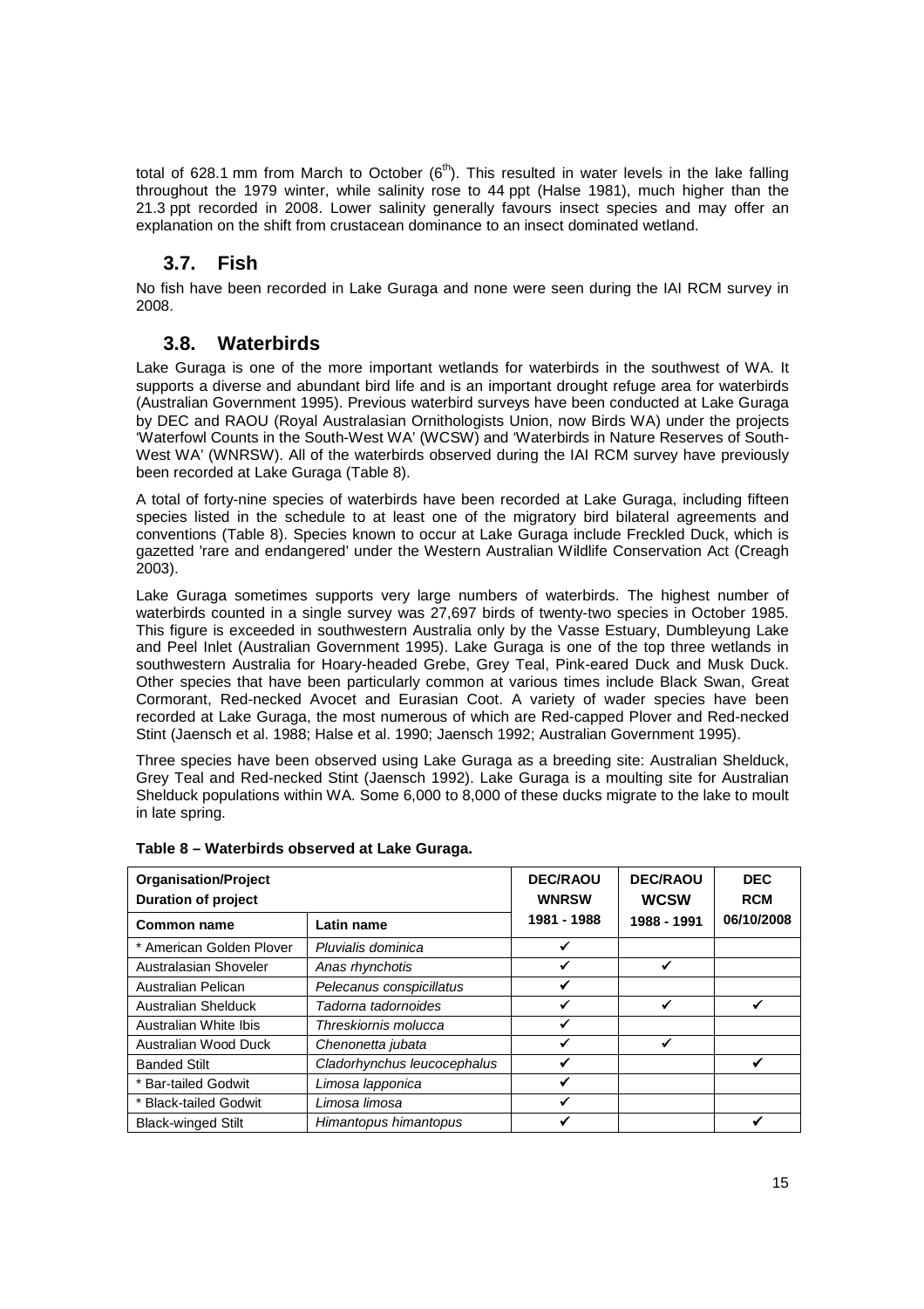total of 628.1 mm from March to October ($6^{th}$). This resulted in water levels in the lake falling throughout the 1979 winter, while salinity rose to 44 ppt (Halse 1981), much higher than the 21.3 ppt recorded in 2008. Lower salinity generally favours insect species and may offer an explanation on the shift from crustacean dominance to an insect dominated wetland.

## 3.7. Fish

No fish have been recorded in Lake Guraga and none were seen during the IAI RCM survey in 2008.

## 3.8. Waterbirds

Lake Guraga is one of the more important wetlands for waterbirds in the southwest of WA. It supports a diverse and abundant bird life and is an important drought refuge area for waterbirds (Australian Government 1995). Previous waterbird surveys have been conducted at Lake Guraga by DEC and RAOU (Royal Australasian Ornithologists Union, now Birds WA) under the projects 'Waterfowl Counts in the South-West WA' (WCSW) and 'Waterbirds in Nature Reserves of South-West WA' (WNRSW). All of the waterbirds observed during the IAI RCM survey have previously been recorded at Lake Guraga (Table 8).

A total of forty-nine species of waterbirds have been recorded at Lake Guraga, including fifteen species listed in the schedule to at least one of the migratory bird bilateral agreements and conventions (Table 8). Species known to occur at Lake Guraga include Freckled Duck, which is gazetted 'rare and endangered' under the Western Australian Wildlife Conservation Act (Creagh 2003).

Lake Guraga sometimes supports very large numbers of waterbirds. The highest number of waterbirds counted in a single survey was 27,697 birds of twenty-two species in October 1985. This figure is exceeded in southwestern Australia only by the Vasse Estuary, Dumbleyung Lake and Peel Inlet (Australian Government 1995). Lake Guraga is one of the top three wetlands in southwestern Australia for Hoary-headed Grebe, Grey Teal, Pink-eared Duck and Musk Duck. Other species that have been particularly common at various times include Black Swan, Great Cormorant, Red-necked Avocet and Eurasian Coot. A variety of wader species have been recorded at Lake Guraga, the most numerous of which are Red-capped Plover and Red-necked Stint (Jaensch et al. 1988; Halse et al. 1990; Jaensch 1992; Australian Government 1995).

Three species have been observed using Lake Guraga as a breeding site: Australian Shelduck, Grey Teal and Red-necked Stint (Jaensch 1992). Lake Guraga is a moulting site for Australian Shelduck populations within WA. Some 6,000 to 8,000 of these ducks migrate to the lake to moult in late spring.

**Table 8 – Waterbirds observed at Lake Guraga.**

| **Organisation/Project** **Duration of project** | | **DEC/RAOU** **WNRSW** | **DEC/RAOU** **WCSW** | **DEC** **RCM** |
|---|---|---|---|---|
| **Common name** | **Latin name** | **1981 - 1988** | **1988 - 1991** | **06/10/2008** |
| * American Golden Plover | *Pluvialis dominica* | ✓ | | |
| Australasian Shoveler | *Anas rhynchotis* | ✓ | ✓ | |
| Australian Pelican | *Pelecanus conspicillatus* | ✓ | | |
| Australian Shelduck | *Tadorna tadornoides* | ✓ | ✓ | ✓ |
| Australian White Ibis | *Threskiornis molucca* | ✓ | | |
| Australian Wood Duck | *Chenonetta jubata* | ✓ | ✓ | |
| Banded Stilt | *Cladorhynchus leucocephalus* | ✓ | | ✓ |
| * Bar-tailed Godwit | *Limosa lapponica* | ✓ | | |
| * Black-tailed Godwit | *Limosa limosa* | ✓ | | |
| Black-winged Stilt | *Himantopus himantopus* | ✓ | | ✓ |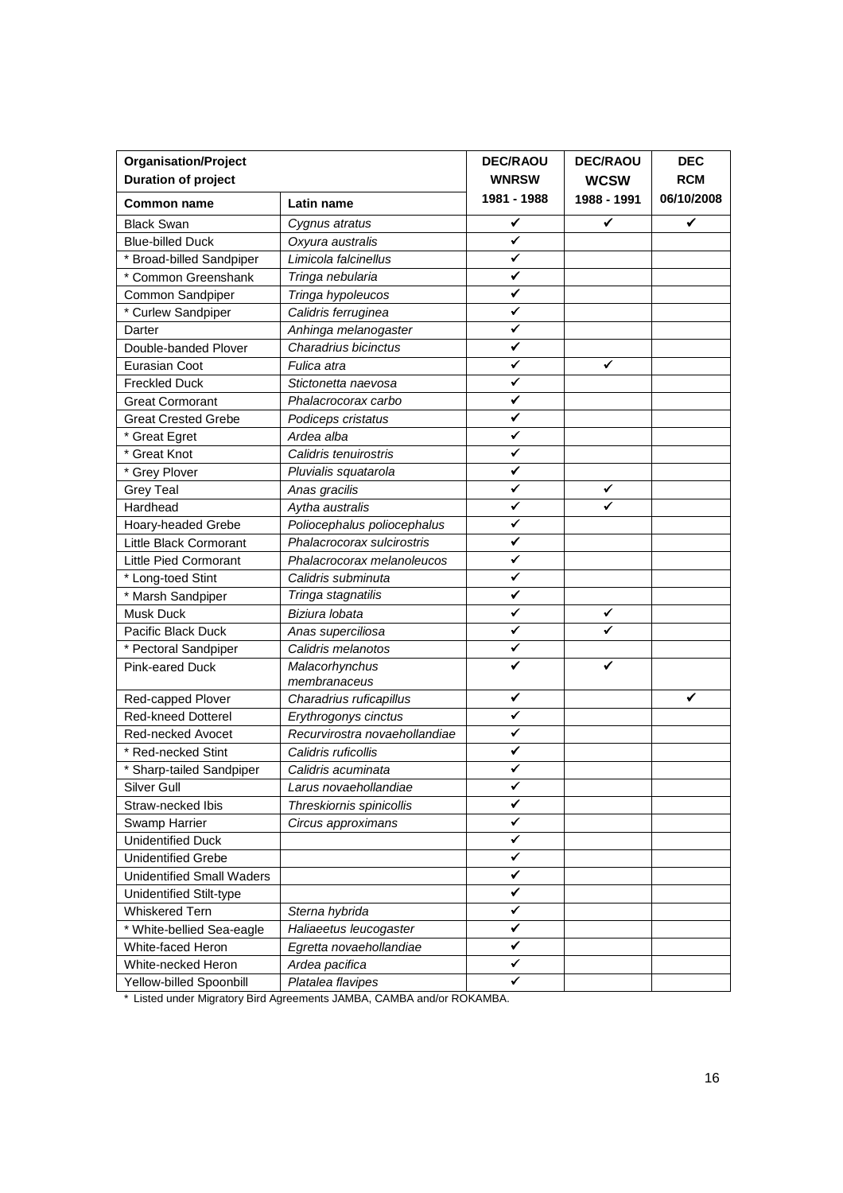| Organisation/Project<br>Duration of project | | DEC/RAOU<br>WNRSW | DEC/RAOU<br>WCSW | DEC<br>RCM |
|---|---|---|---|---|
| **Common name** | **Latin name** | **1981 - 1988** | **1988 - 1991** | **06/10/2008** |
| Black Swan | *Cygnus atratus* | ✔ | ✔ | ✔ |
| Blue-billed Duck | *Oxyura australis* | ✔ | | |
| * Broad-billed Sandpiper | *Limicola falcinellus* | ✔ | | |
| * Common Greenshank | *Tringa nebularia* | ✔ | | |
| Common Sandpiper | *Tringa hypoleucos* | ✔ | | |
| * Curlew Sandpiper | *Calidris ferruginea* | ✔ | | |
| Darter | *Anhinga melanogaster* | ✔ | | |
| Double-banded Plover | *Charadrius bicinctus* | ✔ | | |
| Eurasian Coot | *Fulica atra* | ✔ | ✔ | |
| Freckled Duck | *Stictonetta naevosa* | ✔ | | |
| Great Cormorant | *Phalacrocorax carbo* | ✔ | | |
| Great Crested Grebe | *Podiceps cristatus* | ✔ | | |
| * Great Egret | *Ardea alba* | ✔ | | |
| * Great Knot | *Calidris tenuirostris* | ✔ | | |
| * Grey Plover | *Pluvialis squatarola* | ✔ | | |
| Grey Teal | *Anas gracilis* | ✔ | ✔ | |
| Hardhead | *Aytha australis* | ✔ | ✔ | |
| Hoary-headed Grebe | *Poliocephalus poliocephalus* | ✔ | | |
| Little Black Cormorant | *Phalacrocorax sulcirostris* | ✔ | | |
| Little Pied Cormorant | *Phalacrocorax melanoleucos* | ✔ | | |
| * Long-toed Stint | *Calidris subminuta* | ✔ | | |
| * Marsh Sandpiper | *Tringa stagnatilis* | ✔ | | |
| Musk Duck | *Biziura lobata* | ✔ | ✔ | |
| Pacific Black Duck | *Anas superciliosa* | ✔ | ✔ | |
| * Pectoral Sandpiper | *Calidris melanotos* | ✔ | | |
| Pink-eared Duck | *Malacorhynchus membranaceus* | ✔ | ✔ | |
| Red-capped Plover | *Charadrius ruficapillus* | ✔ | | ✔ |
| Red-kneed Dotterel | *Erythrogonys cinctus* | ✔ | | |
| Red-necked Avocet | *Recurvirostra novaehollandiae* | ✔ | | |
| * Red-necked Stint | *Calidris ruficollis* | ✔ | | |
| * Sharp-tailed Sandpiper | *Calidris acuminata* | ✔ | | |
| Silver Gull | *Larus novaehollandiae* | ✔ | | |
| Straw-necked Ibis | *Threskiornis spinicollis* | ✔ | | |
| Swamp Harrier | *Circus approximans* | ✔ | | |
| Unidentified Duck | | ✔ | | |
| Unidentified Grebe | | ✔ | | |
| Unidentified Small Waders | | ✔ | | |
| Unidentified Stilt-type | | ✔ | | |
| Whiskered Tern | *Sterna hybrida* | ✔ | | |
| * White-bellied Sea-eagle | *Haliaeetus leucogaster* | ✔ | | |
| White-faced Heron | *Egretta novaehollandiae* | ✔ | | |
| White-necked Heron | *Ardea pacifica* | ✔ | | |
| Yellow-billed Spoonbill | *Platalea flavipes* | ✔ | | |

* Listed under Migratory Bird Agreements JAMBA, CAMBA and/or ROKAMBA.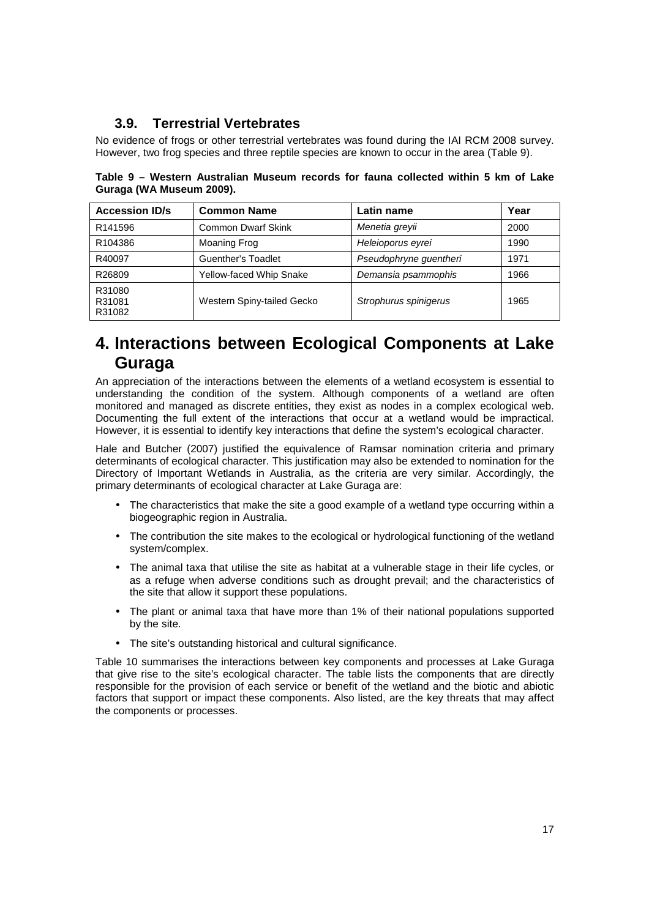### 3.9. Terrestrial Vertebrates

No evidence of frogs or other terrestrial vertebrates was found during the IAI RCM 2008 survey. However, two frog species and three reptile species are known to occur in the area (Table 9).

**Table 9 – Western Australian Museum records for fauna collected within 5 km of Lake Guraga (WA Museum 2009).**

| Accession ID/s | Common Name | Latin name | Year |
|---|---|---|---|
| R141596 | Common Dwarf Skink | *Menetia greyii* | 2000 |
| R104386 | Moaning Frog | *Heleioporus eyrei* | 1990 |
| R40097 | Guenther's Toadlet | *Pseudophryne guentheri* | 1971 |
| R26809 | Yellow-faced Whip Snake | *Demansia psammophis* | 1966 |
| R31080<br>R31081<br>R31082 | Western Spiny-tailed Gecko | *Strophurus spinigerus* | 1965 |

# 4. Interactions between Ecological Components at Lake Guraga

An appreciation of the interactions between the elements of a wetland ecosystem is essential to understanding the condition of the system. Although components of a wetland are often monitored and managed as discrete entities, they exist as nodes in a complex ecological web. Documenting the full extent of the interactions that occur at a wetland would be impractical. However, it is essential to identify key interactions that define the system's ecological character.

Hale and Butcher (2007) justified the equivalence of Ramsar nomination criteria and primary determinants of ecological character. This justification may also be extended to nomination for the Directory of Important Wetlands in Australia, as the criteria are very similar. Accordingly, the primary determinants of ecological character at Lake Guraga are:

- The characteristics that make the site a good example of a wetland type occurring within a biogeographic region in Australia.
- The contribution the site makes to the ecological or hydrological functioning of the wetland system/complex.
- The animal taxa that utilise the site as habitat at a vulnerable stage in their life cycles, or as a refuge when adverse conditions such as drought prevail; and the characteristics of the site that allow it support these populations.
- The plant or animal taxa that have more than 1% of their national populations supported by the site.
- The site's outstanding historical and cultural significance.

Table 10 summarises the interactions between key components and processes at Lake Guraga that give rise to the site's ecological character. The table lists the components that are directly responsible for the provision of each service or benefit of the wetland and the biotic and abiotic factors that support or impact these components. Also listed, are the key threats that may affect the components or processes.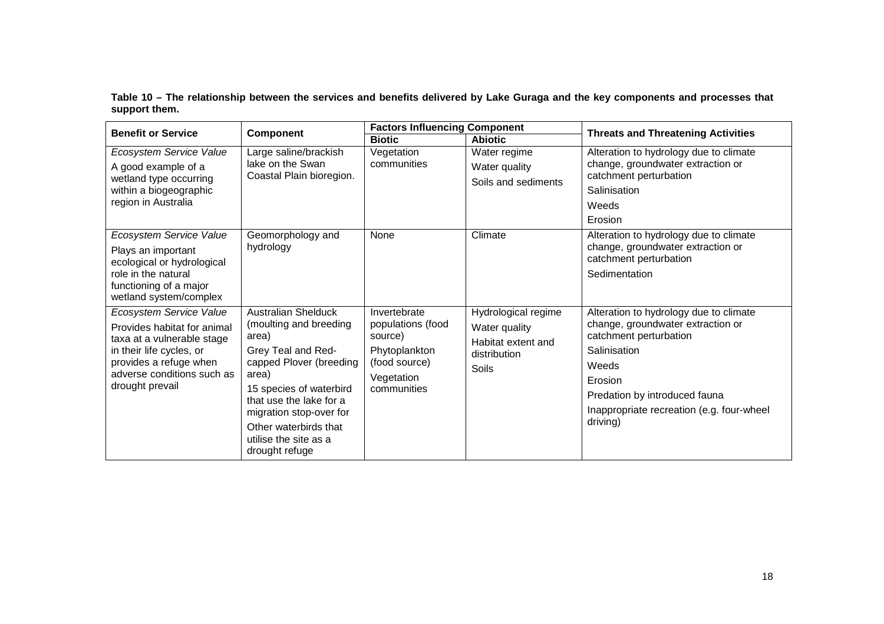**Table 10 – The relationship between the services and benefits delivered by Lake Guraga and the key components and processes that support them.**

| Benefit or Service | Component | Factors Influencing Component | | Threats and Threatening Activities |
|---|---|---|---|---|
| | | Biotic | Abiotic | |
| *Ecosystem Service Value* A good example of a wetland type occurring within a biogeographic region in Australia | Large saline/brackish lake on the Swan Coastal Plain bioregion. | Vegetation communities | Water regime Water quality Soils and sediments | Alteration to hydrology due to climate change, groundwater extraction or catchment perturbation Salinisation Weeds Erosion |
| *Ecosystem Service Value* Plays an important ecological or hydrological role in the natural functioning of a major wetland system/complex | Geomorphology and hydrology | None | Climate | Alteration to hydrology due to climate change, groundwater extraction or catchment perturbation Sedimentation |
| *Ecosystem Service Value* Provides habitat for animal taxa at a vulnerable stage in their life cycles, or provides a refuge when adverse conditions such as drought prevail | Australian Shelduck (moulting and breeding area) Grey Teal and Red-capped Plover (breeding area) 15 species of waterbird that use the lake for a migration stop-over for Other waterbirds that utilise the site as a drought refuge | Invertebrate populations (food source) Phytoplankton (food source) Vegetation communities | Hydrological regime Water quality Habitat extent and distribution Soils | Alteration to hydrology due to climate change, groundwater extraction or catchment perturbation Salinisation Weeds Erosion Predation by introduced fauna Inappropriate recreation (e.g. four-wheel driving) |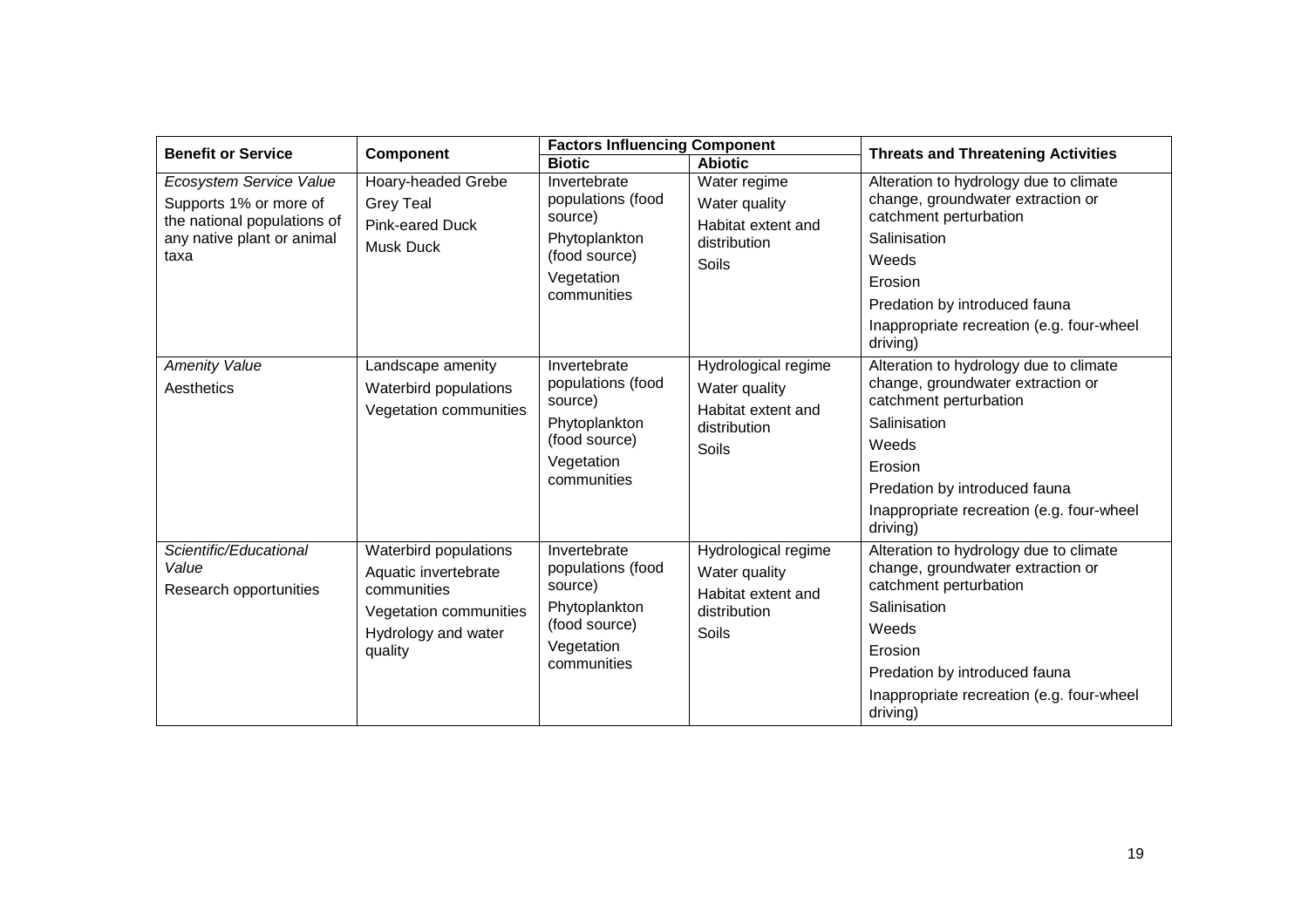| Benefit or Service | Component | Factors Influencing Component | | Threats and Threatening Activities |
|---|---|---|---|---|
| | | **Biotic** | **Abiotic** | |
| *Ecosystem Service Value*<br>Supports 1% or more of the national populations of any native plant or animal taxa | Hoary-headed Grebe<br>Grey Teal<br>Pink-eared Duck<br>Musk Duck | Invertebrate populations (food source)<br>Phytoplankton (food source)<br>Vegetation communities | Water regime<br>Water quality<br>Habitat extent and distribution<br>Soils | Alteration to hydrology due to climate change, groundwater extraction or catchment perturbation<br>Salinisation<br>Weeds<br>Erosion<br>Predation by introduced fauna<br>Inappropriate recreation (e.g. four-wheel driving) |
| *Amenity Value*<br>Aesthetics | Landscape amenity<br>Waterbird populations<br>Vegetation communities | Invertebrate populations (food source)<br>Phytoplankton (food source)<br>Vegetation communities | Hydrological regime<br>Water quality<br>Habitat extent and distribution<br>Soils | Alteration to hydrology due to climate change, groundwater extraction or catchment perturbation<br>Salinisation<br>Weeds<br>Erosion<br>Predation by introduced fauna<br>Inappropriate recreation (e.g. four-wheel driving) |
| *Scientific/Educational Value*<br>Research opportunities | Waterbird populations<br>Aquatic invertebrate communities<br>Vegetation communities<br>Hydrology and water quality | Invertebrate populations (food source)<br>Phytoplankton (food source)<br>Vegetation communities | Hydrological regime<br>Water quality<br>Habitat extent and distribution<br>Soils | Alteration to hydrology due to climate change, groundwater extraction or catchment perturbation<br>Salinisation<br>Weeds<br>Erosion<br>Predation by introduced fauna<br>Inappropriate recreation (e.g. four-wheel driving) |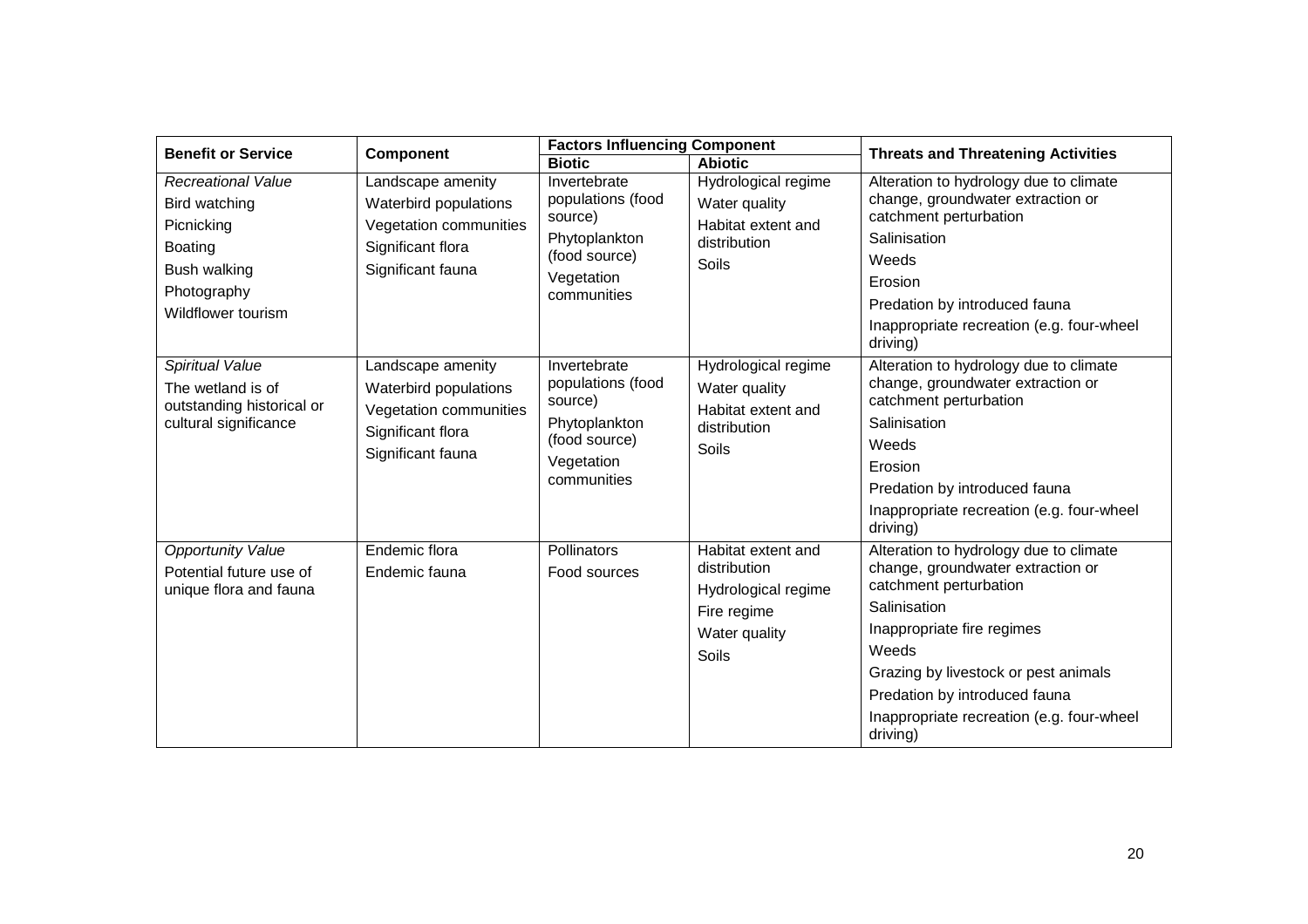| Benefit or Service | Component | Factors Influencing Component | | Threats and Threatening Activities |
|---|---|---|---|---|
| | | **Biotic** | **Abiotic** | |
| *Recreational Value*<br>Bird watching<br>Picnicking<br>Boating<br>Bush walking<br>Photography<br>Wildflower tourism | Landscape amenity<br>Waterbird populations<br>Vegetation communities<br>Significant flora<br>Significant fauna | Invertebrate populations (food source)<br>Phytoplankton (food source)<br>Vegetation communities | Hydrological regime<br>Water quality<br>Habitat extent and distribution<br>Soils | Alteration to hydrology due to climate change, groundwater extraction or catchment perturbation<br>Salinisation<br>Weeds<br>Erosion<br>Predation by introduced fauna<br>Inappropriate recreation (e.g. four-wheel driving) |
| *Spiritual Value*<br>The wetland is of outstanding historical or cultural significance | Landscape amenity<br>Waterbird populations<br>Vegetation communities<br>Significant flora<br>Significant fauna | Invertebrate populations (food source)<br>Phytoplankton (food source)<br>Vegetation communities | Hydrological regime<br>Water quality<br>Habitat extent and distribution<br>Soils | Alteration to hydrology due to climate change, groundwater extraction or catchment perturbation<br>Salinisation<br>Weeds<br>Erosion<br>Predation by introduced fauna<br>Inappropriate recreation (e.g. four-wheel driving) |
| *Opportunity Value*<br>Potential future use of unique flora and fauna | Endemic flora<br>Endemic fauna | Pollinators<br>Food sources | Habitat extent and distribution<br>Hydrological regime<br>Fire regime<br>Water quality<br>Soils | Alteration to hydrology due to climate change, groundwater extraction or catchment perturbation<br>Salinisation<br>Inappropriate fire regimes<br>Weeds<br>Grazing by livestock or pest animals<br>Predation by introduced fauna<br>Inappropriate recreation (e.g. four-wheel driving) |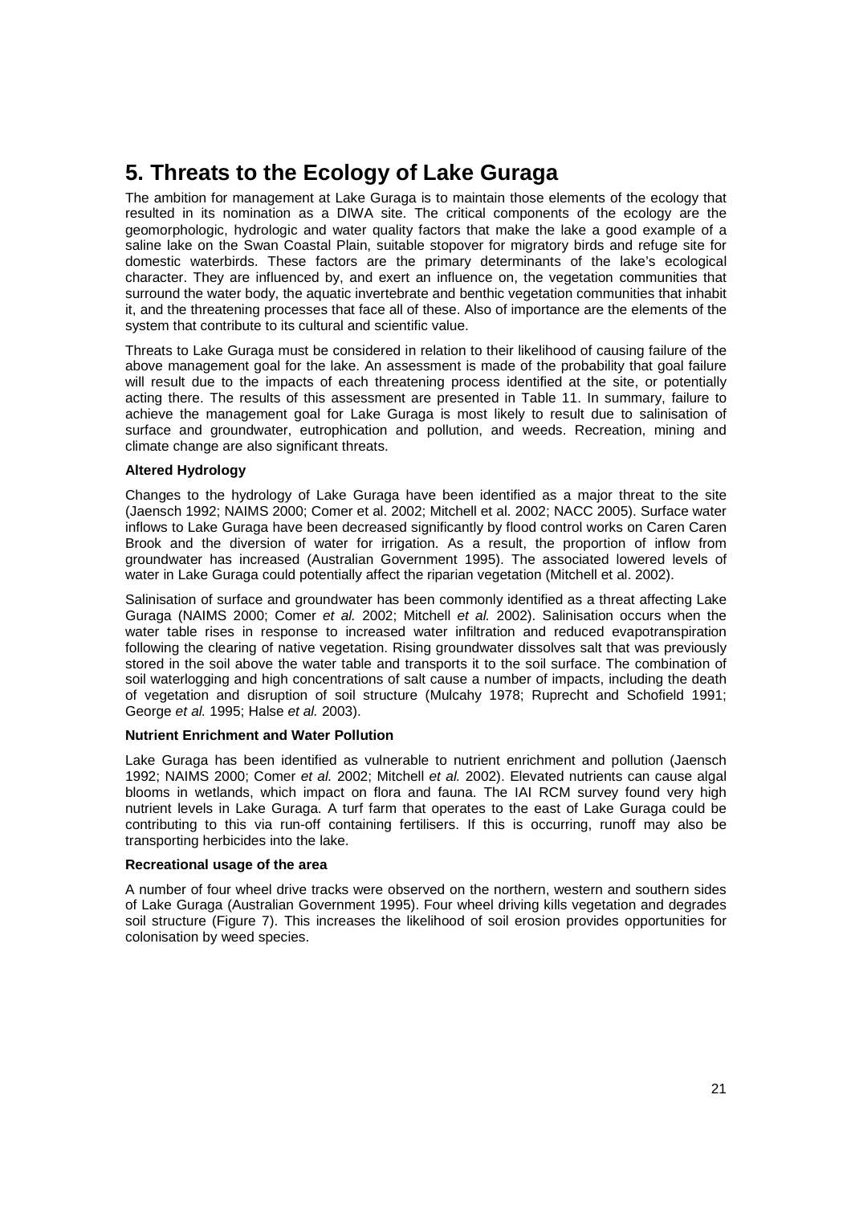# 5. Threats to the Ecology of Lake Guraga

The ambition for management at Lake Guraga is to maintain those elements of the ecology that resulted in its nomination as a DIWA site. The critical components of the ecology are the geomorphologic, hydrologic and water quality factors that make the lake a good example of a saline lake on the Swan Coastal Plain, suitable stopover for migratory birds and refuge site for domestic waterbirds. These factors are the primary determinants of the lake's ecological character. They are influenced by, and exert an influence on, the vegetation communities that surround the water body, the aquatic invertebrate and benthic vegetation communities that inhabit it, and the threatening processes that face all of these. Also of importance are the elements of the system that contribute to its cultural and scientific value.

Threats to Lake Guraga must be considered in relation to their likelihood of causing failure of the above management goal for the lake. An assessment is made of the probability that goal failure will result due to the impacts of each threatening process identified at the site, or potentially acting there. The results of this assessment are presented in Table 11. In summary, failure to achieve the management goal for Lake Guraga is most likely to result due to salinisation of surface and groundwater, eutrophication and pollution, and weeds. Recreation, mining and climate change are also significant threats.

**Altered Hydrology**

Changes to the hydrology of Lake Guraga have been identified as a major threat to the site (Jaensch 1992; NAIMS 2000; Comer et al. 2002; Mitchell et al. 2002; NACC 2005). Surface water inflows to Lake Guraga have been decreased significantly by flood control works on Caren Caren Brook and the diversion of water for irrigation. As a result, the proportion of inflow from groundwater has increased (Australian Government 1995). The associated lowered levels of water in Lake Guraga could potentially affect the riparian vegetation (Mitchell et al. 2002).

Salinisation of surface and groundwater has been commonly identified as a threat affecting Lake Guraga (NAIMS 2000; Comer *et al.* 2002; Mitchell *et al.* 2002). Salinisation occurs when the water table rises in response to increased water infiltration and reduced evapotranspiration following the clearing of native vegetation. Rising groundwater dissolves salt that was previously stored in the soil above the water table and transports it to the soil surface. The combination of soil waterlogging and high concentrations of salt cause a number of impacts, including the death of vegetation and disruption of soil structure (Mulcahy 1978; Ruprecht and Schofield 1991; George *et al.* 1995; Halse *et al.* 2003).

**Nutrient Enrichment and Water Pollution**

Lake Guraga has been identified as vulnerable to nutrient enrichment and pollution (Jaensch 1992; NAIMS 2000; Comer *et al.* 2002; Mitchell *et al.* 2002). Elevated nutrients can cause algal blooms in wetlands, which impact on flora and fauna. The IAI RCM survey found very high nutrient levels in Lake Guraga. A turf farm that operates to the east of Lake Guraga could be contributing to this via run-off containing fertilisers. If this is occurring, runoff may also be transporting herbicides into the lake.

**Recreational usage of the area**

A number of four wheel drive tracks were observed on the northern, western and southern sides of Lake Guraga (Australian Government 1995). Four wheel driving kills vegetation and degrades soil structure (Figure 7). This increases the likelihood of soil erosion provides opportunities for colonisation by weed species.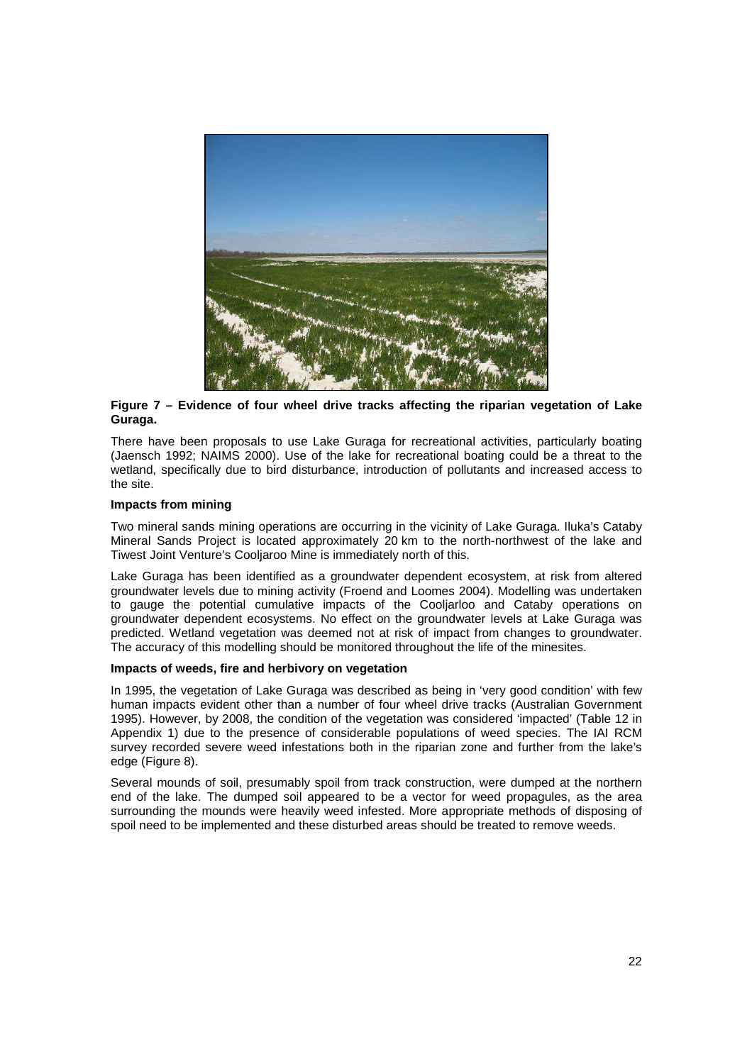**Figure 7 – Evidence of four wheel drive tracks affecting the riparian vegetation of Lake Guraga.**

There have been proposals to use Lake Guraga for recreational activities, particularly boating (Jaensch 1992; NAIMS 2000). Use of the lake for recreational boating could be a threat to the wetland, specifically due to bird disturbance, introduction of pollutants and increased access to the site.

**Impacts from mining**

Two mineral sands mining operations are occurring in the vicinity of Lake Guraga. Iluka's Cataby Mineral Sands Project is located approximately 20 km to the north-northwest of the lake and Tiwest Joint Venture's Cooljaroo Mine is immediately north of this.

Lake Guraga has been identified as a groundwater dependent ecosystem, at risk from altered groundwater levels due to mining activity (Froend and Loomes 2004). Modelling was undertaken to gauge the potential cumulative impacts of the Cooljarloo and Cataby operations on groundwater dependent ecosystems. No effect on the groundwater levels at Lake Guraga was predicted. Wetland vegetation was deemed not at risk of impact from changes to groundwater. The accuracy of this modelling should be monitored throughout the life of the minesites.

**Impacts of weeds, fire and herbivory on vegetation**

In 1995, the vegetation of Lake Guraga was described as being in 'very good condition' with few human impacts evident other than a number of four wheel drive tracks (Australian Government 1995). However, by 2008, the condition of the vegetation was considered 'impacted' (Table 12 in Appendix 1) due to the presence of considerable populations of weed species. The IAI RCM survey recorded severe weed infestations both in the riparian zone and further from the lake's edge (Figure 8).

Several mounds of soil, presumably spoil from track construction, were dumped at the northern end of the lake. The dumped soil appeared to be a vector for weed propagules, as the area surrounding the mounds were heavily weed infested. More appropriate methods of disposing of spoil need to be implemented and these disturbed areas should be treated to remove weeds.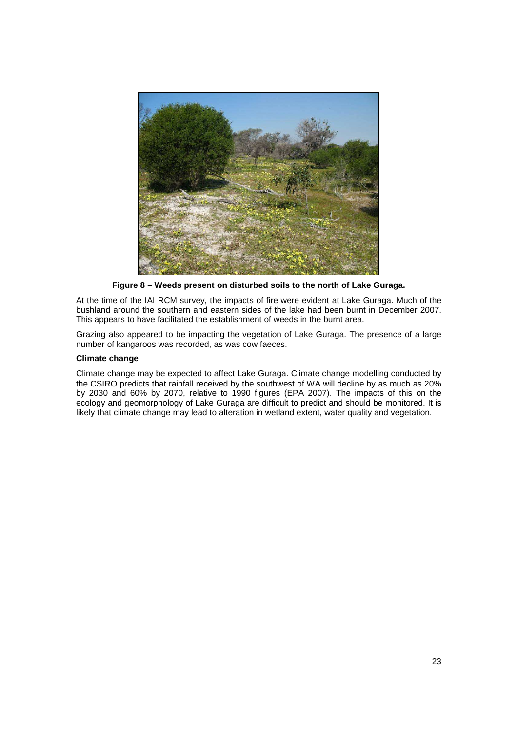**Figure 8 – Weeds present on disturbed soils to the north of Lake Guraga.**

At the time of the IAI RCM survey, the impacts of fire were evident at Lake Guraga. Much of the bushland around the southern and eastern sides of the lake had been burnt in December 2007. This appears to have facilitated the establishment of weeds in the burnt area.

Grazing also appeared to be impacting the vegetation of Lake Guraga. The presence of a large number of kangaroos was recorded, as was cow faeces.

**Climate change**

Climate change may be expected to affect Lake Guraga. Climate change modelling conducted by the CSIRO predicts that rainfall received by the southwest of WA will decline by as much as 20% by 2030 and 60% by 2070, relative to 1990 figures (EPA 2007). The impacts of this on the ecology and geomorphology of Lake Guraga are difficult to predict and should be monitored. It is likely that climate change may lead to alteration in wetland extent, water quality and vegetation.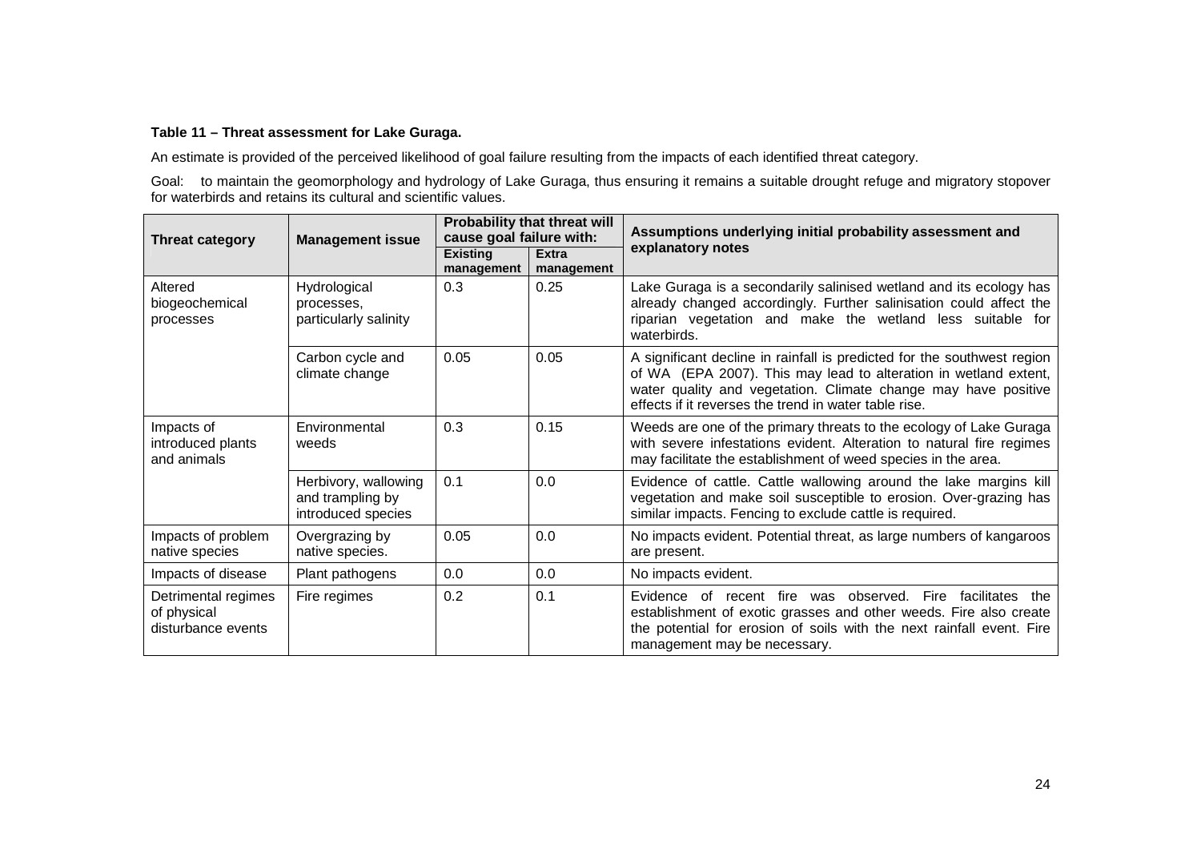**Table 11 – Threat assessment for Lake Guraga.**

An estimate is provided of the perceived likelihood of goal failure resulting from the impacts of each identified threat category.

Goal: to maintain the geomorphology and hydrology of Lake Guraga, thus ensuring it remains a suitable drought refuge and migratory stopover for waterbirds and retains its cultural and scientific values.

| Threat category | Management issue | Probability that threat will cause goal failure with: | | Assumptions underlying initial probability assessment and explanatory notes |
|---|---|---|---|---|
| | | Existing management | Extra management | |
| Altered biogeochemical processes | Hydrological processes, particularly salinity | 0.3 | 0.25 | Lake Guraga is a secondarily salinised wetland and its ecology has already changed accordingly. Further salinisation could affect the riparian vegetation and make the wetland less suitable for waterbirds. |
| | Carbon cycle and climate change | 0.05 | 0.05 | A significant decline in rainfall is predicted for the southwest region of WA (EPA 2007). This may lead to alteration in wetland extent, water quality and vegetation. Climate change may have positive effects if it reverses the trend in water table rise. |
| Impacts of introduced plants and animals | Environmental weeds | 0.3 | 0.15 | Weeds are one of the primary threats to the ecology of Lake Guraga with severe infestations evident. Alteration to natural fire regimes may facilitate the establishment of weed species in the area. |
| | Herbivory, wallowing and trampling by introduced species | 0.1 | 0.0 | Evidence of cattle. Cattle wallowing around the lake margins kill vegetation and make soil susceptible to erosion. Over-grazing has similar impacts. Fencing to exclude cattle is required. |
| Impacts of problem native species | Overgrazing by native species. | 0.05 | 0.0 | No impacts evident. Potential threat, as large numbers of kangaroos are present. |
| Impacts of disease | Plant pathogens | 0.0 | 0.0 | No impacts evident. |
| Detrimental regimes of physical disturbance events | Fire regimes | 0.2 | 0.1 | Evidence of recent fire was observed. Fire facilitates the establishment of exotic grasses and other weeds. Fire also create the potential for erosion of soils with the next rainfall event. Fire management may be necessary. |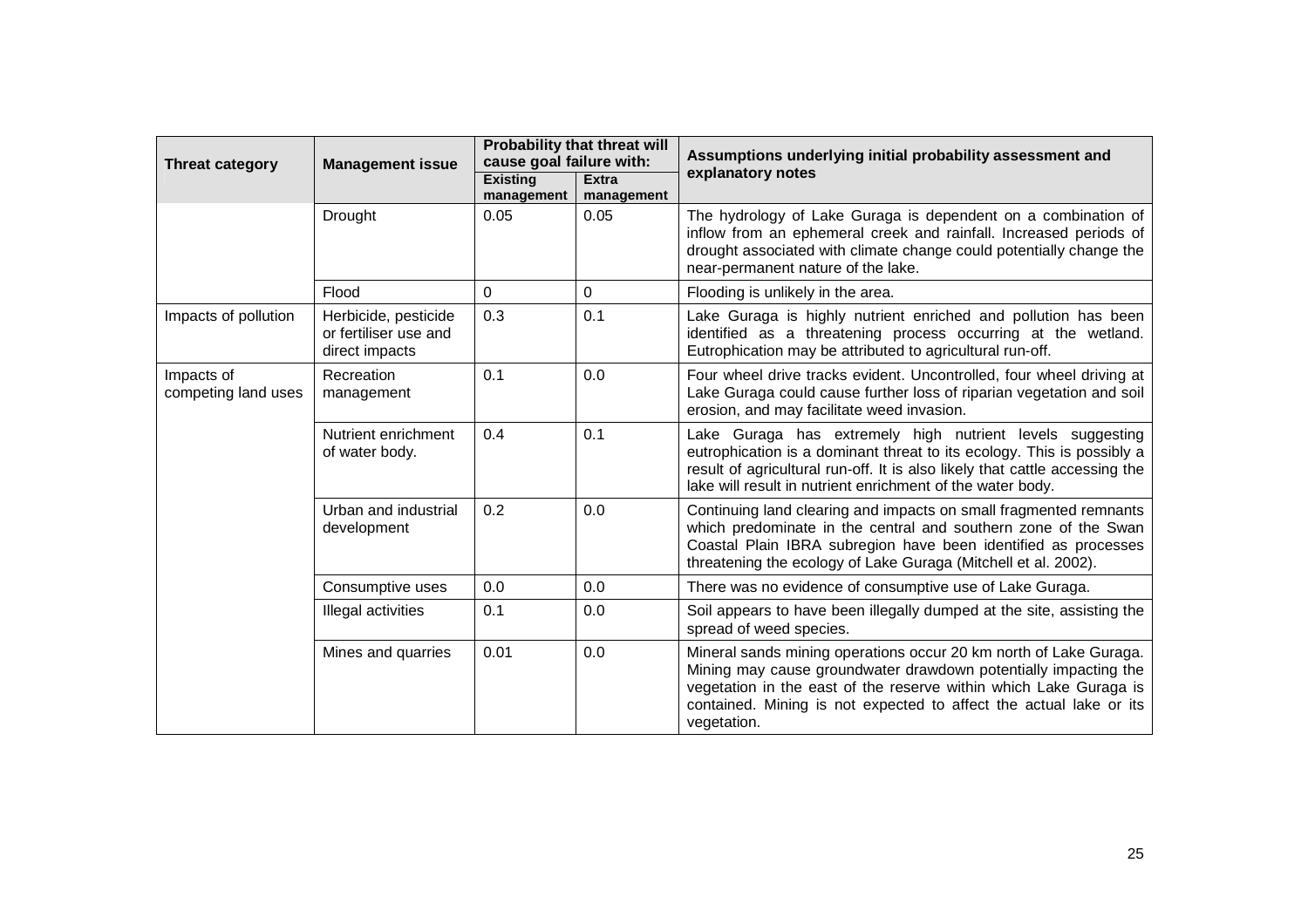| Threat category | Management issue | Probability that threat will cause goal failure with: | | Assumptions underlying initial probability assessment and explanatory notes |
|---|---|---|---|---|
| | | Existing management | Extra management | |
| | Drought | 0.05 | 0.05 | The hydrology of Lake Guraga is dependent on a combination of inflow from an ephemeral creek and rainfall. Increased periods of drought associated with climate change could potentially change the near-permanent nature of the lake. |
| | Flood | 0 | 0 | Flooding is unlikely in the area. |
| Impacts of pollution | Herbicide, pesticide or fertiliser use and direct impacts | 0.3 | 0.1 | Lake Guraga is highly nutrient enriched and pollution has been identified as a threatening process occurring at the wetland. Eutrophication may be attributed to agricultural run-off. |
| Impacts of competing land uses | Recreation management | 0.1 | 0.0 | Four wheel drive tracks evident. Uncontrolled, four wheel driving at Lake Guraga could cause further loss of riparian vegetation and soil erosion, and may facilitate weed invasion. |
| | Nutrient enrichment of water body. | 0.4 | 0.1 | Lake Guraga has extremely high nutrient levels suggesting eutrophication is a dominant threat to its ecology. This is possibly a result of agricultural run-off. It is also likely that cattle accessing the lake will result in nutrient enrichment of the water body. |
| | Urban and industrial development | 0.2 | 0.0 | Continuing land clearing and impacts on small fragmented remnants which predominate in the central and southern zone of the Swan Coastal Plain IBRA subregion have been identified as processes threatening the ecology of Lake Guraga (Mitchell et al. 2002). |
| | Consumptive uses | 0.0 | 0.0 | There was no evidence of consumptive use of Lake Guraga. |
| | Illegal activities | 0.1 | 0.0 | Soil appears to have been illegally dumped at the site, assisting the spread of weed species. |
| | Mines and quarries | 0.01 | 0.0 | Mineral sands mining operations occur 20 km north of Lake Guraga. Mining may cause groundwater drawdown potentially impacting the vegetation in the east of the reserve within which Lake Guraga is contained. Mining is not expected to affect the actual lake or its vegetation. |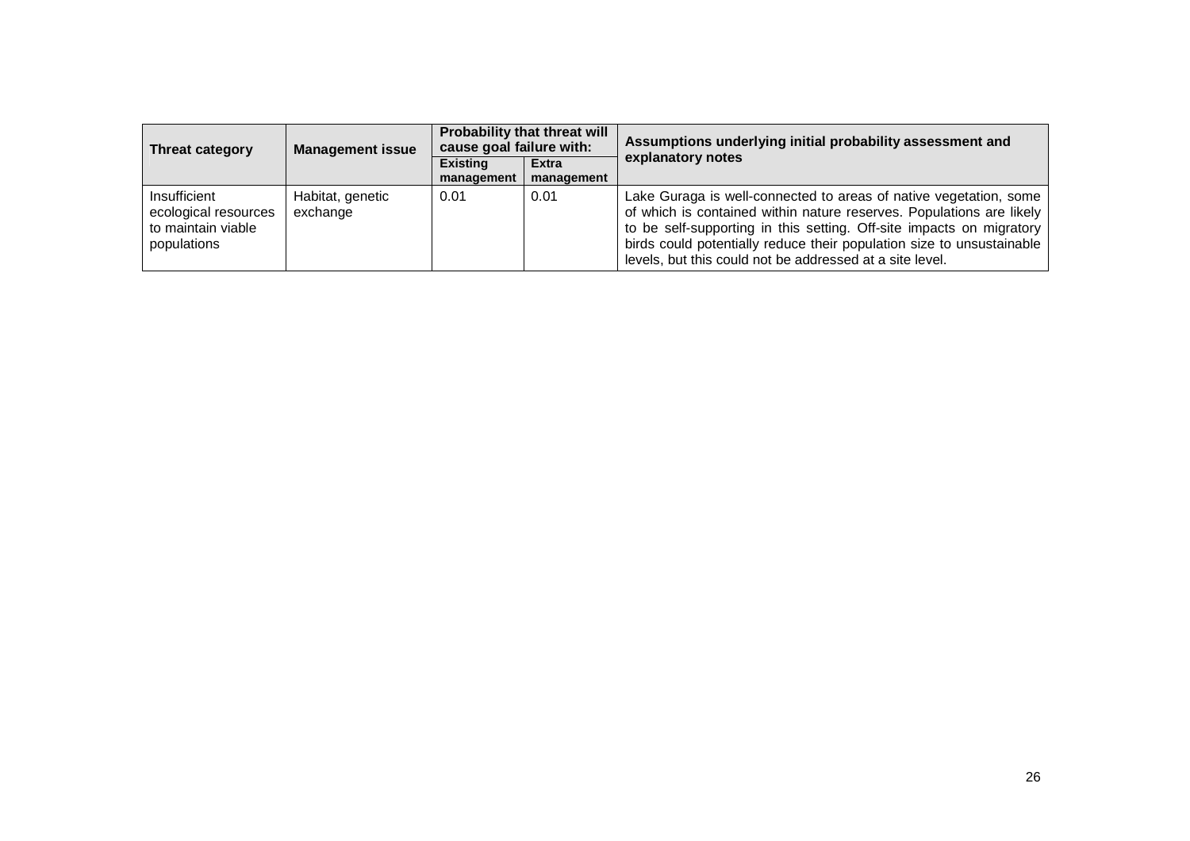| Threat category | Management issue | Probability that threat will cause goal failure with: | | Assumptions underlying initial probability assessment and explanatory notes |
|---|---|---|---|---|
| | | Existing management | Extra management | |
| Insufficient ecological resources to maintain viable populations | Habitat, genetic exchange | 0.01 | 0.01 | Lake Guraga is well-connected to areas of native vegetation, some of which is contained within nature reserves. Populations are likely to be self-supporting in this setting. Off-site impacts on migratory birds could potentially reduce their population size to unsustainable levels, but this could not be addressed at a site level. |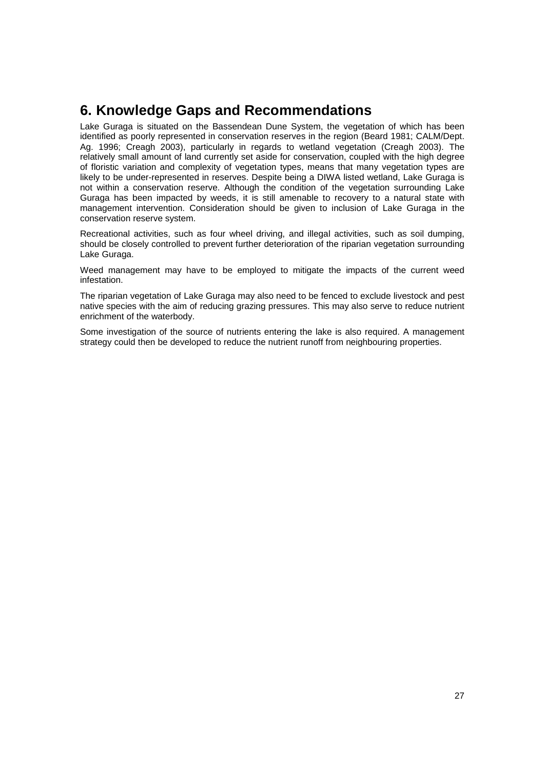# 6. Knowledge Gaps and Recommendations

Lake Guraga is situated on the Bassendean Dune System, the vegetation of which has been identified as poorly represented in conservation reserves in the region (Beard 1981; CALM/Dept. Ag. 1996; Creagh 2003), particularly in regards to wetland vegetation (Creagh 2003). The relatively small amount of land currently set aside for conservation, coupled with the high degree of floristic variation and complexity of vegetation types, means that many vegetation types are likely to be under-represented in reserves. Despite being a DIWA listed wetland, Lake Guraga is not within a conservation reserve. Although the condition of the vegetation surrounding Lake Guraga has been impacted by weeds, it is still amenable to recovery to a natural state with management intervention. Consideration should be given to inclusion of Lake Guraga in the conservation reserve system.

Recreational activities, such as four wheel driving, and illegal activities, such as soil dumping, should be closely controlled to prevent further deterioration of the riparian vegetation surrounding Lake Guraga.

Weed management may have to be employed to mitigate the impacts of the current weed infestation.

The riparian vegetation of Lake Guraga may also need to be fenced to exclude livestock and pest native species with the aim of reducing grazing pressures. This may also serve to reduce nutrient enrichment of the waterbody.

Some investigation of the source of nutrients entering the lake is also required. A management strategy could then be developed to reduce the nutrient runoff from neighbouring properties.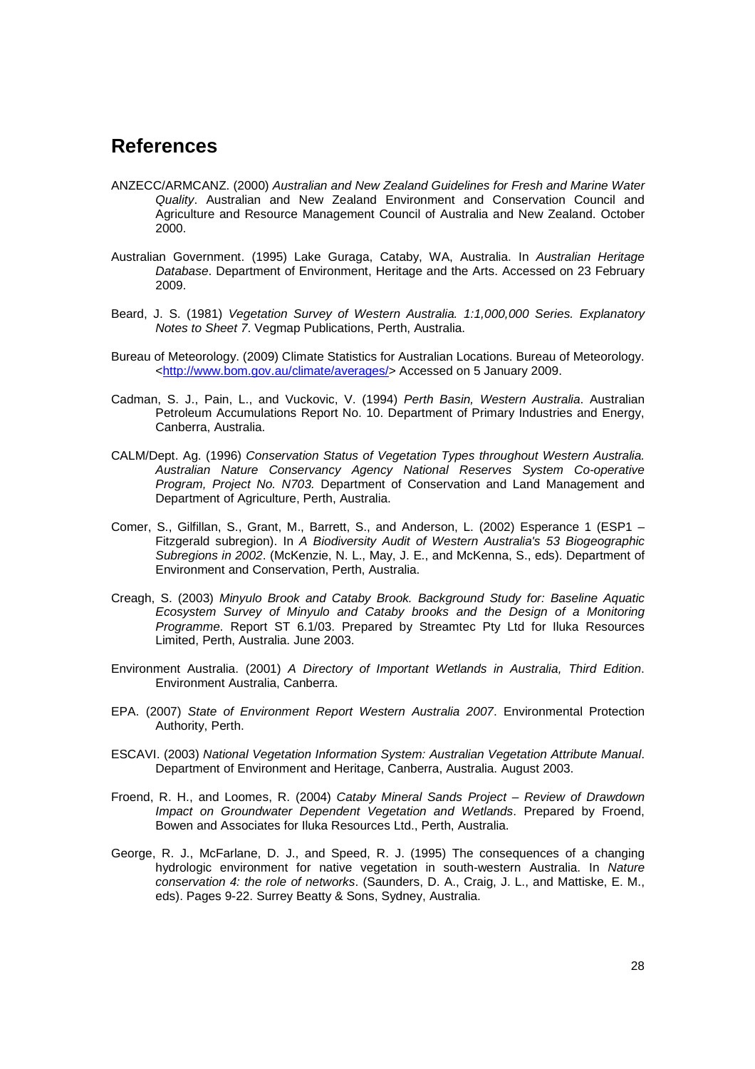## References

ANZECC/ARMCANZ. (2000) *Australian and New Zealand Guidelines for Fresh and Marine Water Quality*. Australian and New Zealand Environment and Conservation Council and Agriculture and Resource Management Council of Australia and New Zealand. October 2000.

Australian Government. (1995) Lake Guraga, Cataby, WA, Australia. In *Australian Heritage Database*. Department of Environment, Heritage and the Arts. Accessed on 23 February 2009.

Beard, J. S. (1981) *Vegetation Survey of Western Australia. 1:1,000,000 Series. Explanatory Notes to Sheet 7*. Vegmap Publications, Perth, Australia.

Bureau of Meteorology. (2009) Climate Statistics for Australian Locations. Bureau of Meteorology. <http://www.bom.gov.au/climate/averages/> Accessed on 5 January 2009.

Cadman, S. J., Pain, L., and Vuckovic, V. (1994) *Perth Basin, Western Australia*. Australian Petroleum Accumulations Report No. 10. Department of Primary Industries and Energy, Canberra, Australia.

CALM/Dept. Ag. (1996) *Conservation Status of Vegetation Types throughout Western Australia. Australian Nature Conservancy Agency National Reserves System Co-operative Program, Project No. N703.* Department of Conservation and Land Management and Department of Agriculture, Perth, Australia.

Comer, S., Gilfillan, S., Grant, M., Barrett, S., and Anderson, L. (2002) Esperance 1 (ESP1 – Fitzgerald subregion). In *A Biodiversity Audit of Western Australia's 53 Biogeographic Subregions in 2002*. (McKenzie, N. L., May, J. E., and McKenna, S., eds). Department of Environment and Conservation, Perth, Australia.

Creagh, S. (2003) *Minyulo Brook and Cataby Brook. Background Study for: Baseline Aquatic Ecosystem Survey of Minyulo and Cataby brooks and the Design of a Monitoring Programme*. Report ST 6.1/03. Prepared by Streamtec Pty Ltd for Iluka Resources Limited, Perth, Australia. June 2003.

Environment Australia. (2001) *A Directory of Important Wetlands in Australia, Third Edition*. Environment Australia, Canberra.

EPA. (2007) *State of Environment Report Western Australia 2007*. Environmental Protection Authority, Perth.

ESCAVI. (2003) *National Vegetation Information System: Australian Vegetation Attribute Manual*. Department of Environment and Heritage, Canberra, Australia. August 2003.

Froend, R. H., and Loomes, R. (2004) *Cataby Mineral Sands Project – Review of Drawdown Impact on Groundwater Dependent Vegetation and Wetlands*. Prepared by Froend, Bowen and Associates for Iluka Resources Ltd., Perth, Australia.

George, R. J., McFarlane, D. J., and Speed, R. J. (1995) The consequences of a changing hydrologic environment for native vegetation in south-western Australia. In *Nature conservation 4: the role of networks*. (Saunders, D. A., Craig, J. L., and Mattiske, E. M., eds). Pages 9-22. Surrey Beatty & Sons, Sydney, Australia.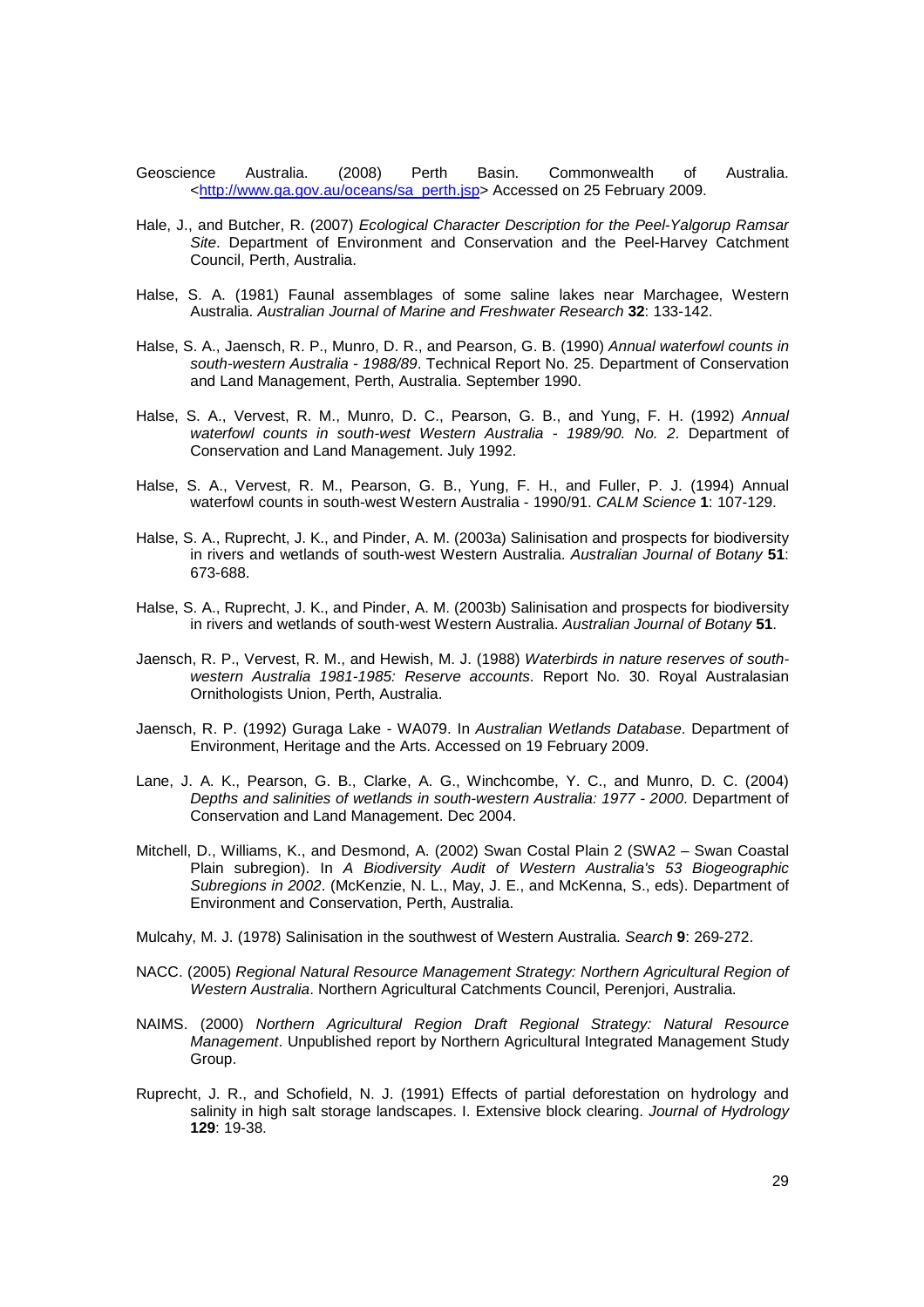Geoscience Australia. (2008) Perth Basin. Commonwealth of Australia. <http://www.ga.gov.au/oceans/sa_perth.jsp> Accessed on 25 February 2009.

Hale, J., and Butcher, R. (2007) *Ecological Character Description for the Peel-Yalgorup Ramsar Site*. Department of Environment and Conservation and the Peel-Harvey Catchment Council, Perth, Australia.

Halse, S. A. (1981) Faunal assemblages of some saline lakes near Marchagee, Western Australia. *Australian Journal of Marine and Freshwater Research* **32**: 133-142.

Halse, S. A., Jaensch, R. P., Munro, D. R., and Pearson, G. B. (1990) *Annual waterfowl counts in south-western Australia - 1988/89*. Technical Report No. 25. Department of Conservation and Land Management, Perth, Australia. September 1990.

Halse, S. A., Vervest, R. M., Munro, D. C., Pearson, G. B., and Yung, F. H. (1992) *Annual waterfowl counts in south-west Western Australia - 1989/90. No. 2*. Department of Conservation and Land Management. July 1992.

Halse, S. A., Vervest, R. M., Pearson, G. B., Yung, F. H., and Fuller, P. J. (1994) Annual waterfowl counts in south-west Western Australia - 1990/91. *CALM Science* **1**: 107-129.

Halse, S. A., Ruprecht, J. K., and Pinder, A. M. (2003a) Salinisation and prospects for biodiversity in rivers and wetlands of south-west Western Australia. *Australian Journal of Botany* **51**: 673-688.

Halse, S. A., Ruprecht, J. K., and Pinder, A. M. (2003b) Salinisation and prospects for biodiversity in rivers and wetlands of south-west Western Australia. *Australian Journal of Botany* **51**.

Jaensch, R. P., Vervest, R. M., and Hewish, M. J. (1988) *Waterbirds in nature reserves of south-western Australia 1981-1985: Reserve accounts*. Report No. 30. Royal Australasian Ornithologists Union, Perth, Australia.

Jaensch, R. P. (1992) Guraga Lake - WA079. In *Australian Wetlands Database*. Department of Environment, Heritage and the Arts. Accessed on 19 February 2009.

Lane, J. A. K., Pearson, G. B., Clarke, A. G., Winchcombe, Y. C., and Munro, D. C. (2004) *Depths and salinities of wetlands in south-western Australia: 1977 - 2000*. Department of Conservation and Land Management. Dec 2004.

Mitchell, D., Williams, K., and Desmond, A. (2002) Swan Costal Plain 2 (SWA2 – Swan Coastal Plain subregion). In *A Biodiversity Audit of Western Australia's 53 Biogeographic Subregions in 2002*. (McKenzie, N. L., May, J. E., and McKenna, S., eds). Department of Environment and Conservation, Perth, Australia.

Mulcahy, M. J. (1978) Salinisation in the southwest of Western Australia. *Search* **9**: 269-272.

NACC. (2005) *Regional Natural Resource Management Strategy: Northern Agricultural Region of Western Australia*. Northern Agricultural Catchments Council, Perenjori, Australia.

NAIMS. (2000) *Northern Agricultural Region Draft Regional Strategy: Natural Resource Management*. Unpublished report by Northern Agricultural Integrated Management Study Group.

Ruprecht, J. R., and Schofield, N. J. (1991) Effects of partial deforestation on hydrology and salinity in high salt storage landscapes. I. Extensive block clearing. *Journal of Hydrology* **129**: 19-38.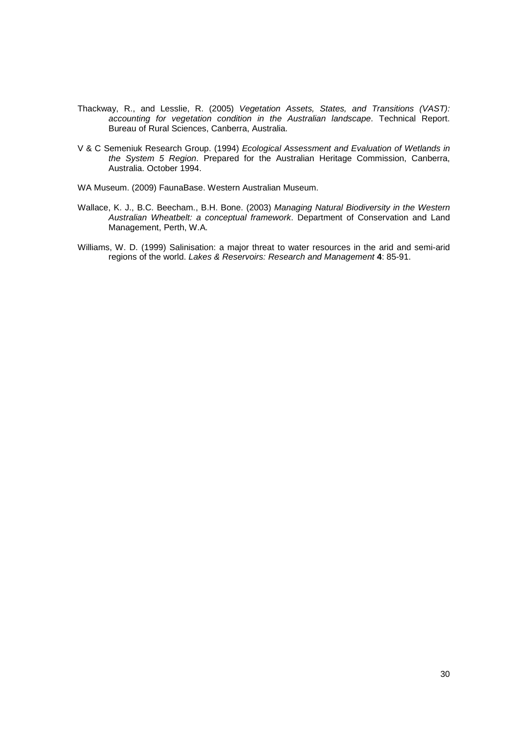Thackway, R., and Lesslie, R. (2005) *Vegetation Assets, States, and Transitions (VAST): accounting for vegetation condition in the Australian landscape*. Technical Report. Bureau of Rural Sciences, Canberra, Australia.

V & C Semeniuk Research Group. (1994) *Ecological Assessment and Evaluation of Wetlands in the System 5 Region*. Prepared for the Australian Heritage Commission, Canberra, Australia. October 1994.

WA Museum. (2009) FaunaBase. Western Australian Museum.

Wallace, K. J., B.C. Beecham., B.H. Bone. (2003) *Managing Natural Biodiversity in the Western Australian Wheatbelt: a conceptual framework*. Department of Conservation and Land Management, Perth, W.A.

Williams, W. D. (1999) Salinisation: a major threat to water resources in the arid and semi-arid regions of the world. *Lakes & Reservoirs: Research and Management* **4**: 85-91.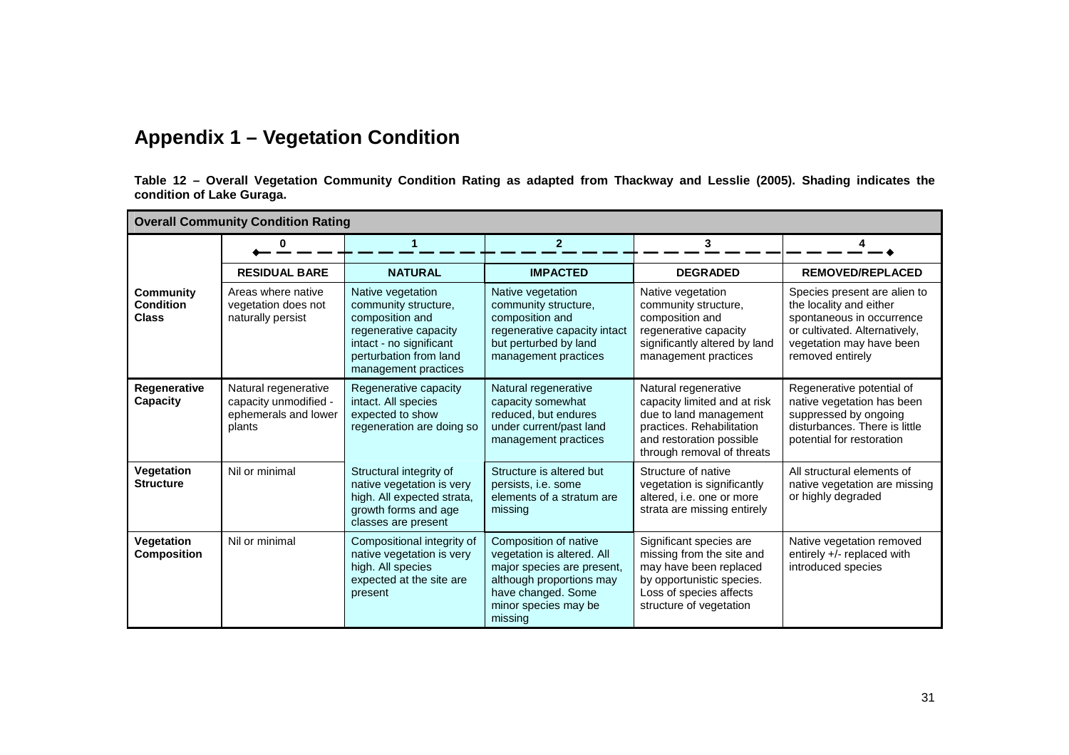# Appendix 1 – Vegetation Condition

**Table 12 – Overall Vegetation Community Condition Rating as adapted from Thackway and Lesslie (2005). Shading indicates the condition of Lake Guraga.**

| Overall Community Condition Rating | | | | | |
|---|---|---|---|---|---|
| | 0 | 1 | 2 | 3 | 4 |
| | **RESIDUAL BARE** | **NATURAL** | **IMPACTED** | **DEGRADED** | **REMOVED/REPLACED** |
| **Community Condition Class** | Areas where native vegetation does not naturally persist | Native vegetation community structure, composition and regenerative capacity intact - no significant perturbation from land management practices | Native vegetation community structure, composition and regenerative capacity intact but perturbed by land management practices | Native vegetation community structure, composition and regenerative capacity significantly altered by land management practices | Species present are alien to the locality and either spontaneous in occurrence or cultivated. Alternatively, vegetation may have been removed entirely |
| **Regenerative Capacity** | Natural regenerative capacity unmodified - ephemerals and lower plants | Regenerative capacity intact. All species expected to show regeneration are doing so | Natural regenerative capacity somewhat reduced, but endures under current/past land management practices | Natural regenerative capacity limited and at risk due to land management practices. Rehabilitation and restoration possible through removal of threats | Regenerative potential of native vegetation has been suppressed by ongoing disturbances. There is little potential for restoration |
| **Vegetation Structure** | Nil or minimal | Structural integrity of native vegetation is very high. All expected strata, growth forms and age classes are present | Structure is altered but persists, i.e. some elements of a stratum are missing | Structure of native vegetation is significantly altered, i.e. one or more strata are missing entirely | All structural elements of native vegetation are missing or highly degraded |
| **Vegetation Composition** | Nil or minimal | Compositional integrity of native vegetation is very high. All species expected at the site are present | Composition of native vegetation is altered. All major species are present, although proportions may have changed. Some minor species may be missing | Significant species are missing from the site and may have been replaced by opportunistic species. Loss of species affects structure of vegetation | Native vegetation removed entirely +/- replaced with introduced species |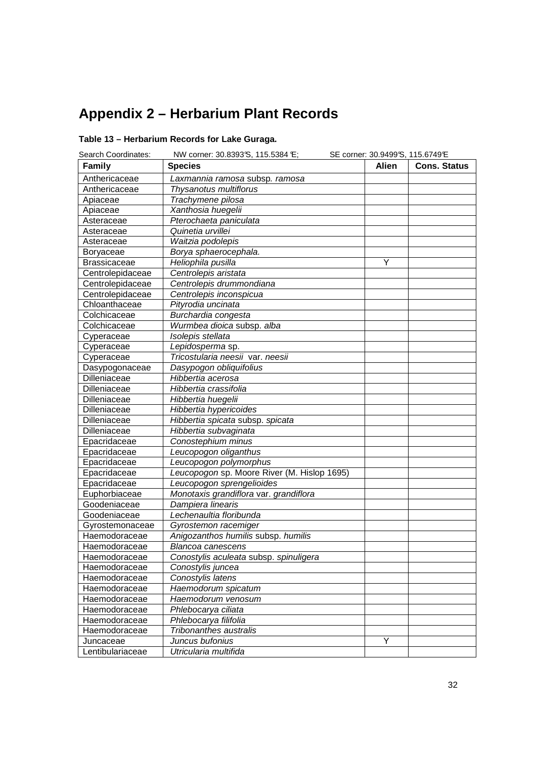# Appendix 2 – Herbarium Plant Records

**Table 13 – Herbarium Records for Lake Guraga.**

Search Coordinates: NW corner: 30.8393°S, 115.5384°E; SE corner: 30.9499°S, 115.6749°E

| Family | Species | Alien | Cons. Status |
|---|---|---|---|
| Anthericaceae | *Laxmannia ramosa* subsp. *ramosa* | | |
| Anthericaceae | *Thysanotus multiflorus* | | |
| Apiaceae | *Trachymene pilosa* | | |
| Apiaceae | *Xanthosia huegelii* | | |
| Asteraceae | *Pterochaeta paniculata* | | |
| Asteraceae | *Quinetia urvillei* | | |
| Asteraceae | *Waitzia podolepis* | | |
| Boryaceae | *Borya sphaerocephala.* | | |
| Brassicaceae | *Heliophila pusilla* | Y | |
| Centrolepidaceae | *Centrolepis aristata* | | |
| Centrolepidaceae | *Centrolepis drummondiana* | | |
| Centrolepidaceae | *Centrolepis inconspicua* | | |
| Chloanthaceae | *Pityrodia uncinata* | | |
| Colchicaceae | *Burchardia congesta* | | |
| Colchicaceae | *Wurmbea dioica* subsp. *alba* | | |
| Cyperaceae | *Isolepis stellata* | | |
| Cyperaceae | *Lepidosperma* sp. | | |
| Cyperaceae | *Tricostularia neesii* var. *neesii* | | |
| Dasypogonaceae | *Dasypogon obliquifolius* | | |
| Dilleniaceae | *Hibbertia acerosa* | | |
| Dilleniaceae | *Hibbertia crassifolia* | | |
| Dilleniaceae | *Hibbertia huegelii* | | |
| Dilleniaceae | *Hibbertia hypericoides* | | |
| Dilleniaceae | *Hibbertia spicata* subsp. *spicata* | | |
| Dilleniaceae | *Hibbertia subvaginata* | | |
| Epacridaceae | *Conostephium minus* | | |
| Epacridaceae | *Leucopogon oliganthus* | | |
| Epacridaceae | *Leucopogon polymorphus* | | |
| Epacridaceae | *Leucopogon* sp. Moore River (M. Hislop 1695) | | |
| Epacridaceae | *Leucopogon sprengelioides* | | |
| Euphorbiaceae | *Monotaxis grandiflora* var. *grandiflora* | | |
| Goodeniaceae | *Dampiera linearis* | | |
| Goodeniaceae | *Lechenaultia floribunda* | | |
| Gyrostemonaceae | *Gyrostemon racemiger* | | |
| Haemodoraceae | *Anigozanthos humilis* subsp. *humilis* | | |
| Haemodoraceae | *Blancoa canescens* | | |
| Haemodoraceae | *Conostylis aculeata* subsp. *spinuligera* | | |
| Haemodoraceae | *Conostylis juncea* | | |
| Haemodoraceae | *Conostylis latens* | | |
| Haemodoraceae | *Haemodorum spicatum* | | |
| Haemodoraceae | *Haemodorum venosum* | | |
| Haemodoraceae | *Phlebocarya ciliata* | | |
| Haemodoraceae | *Phlebocarya filifolia* | | |
| Haemodoraceae | *Tribonanthes australis* | | |
| Juncaceae | *Juncus bufonius* | Y | |
| Lentibulariaceae | *Utricularia multifida* | | |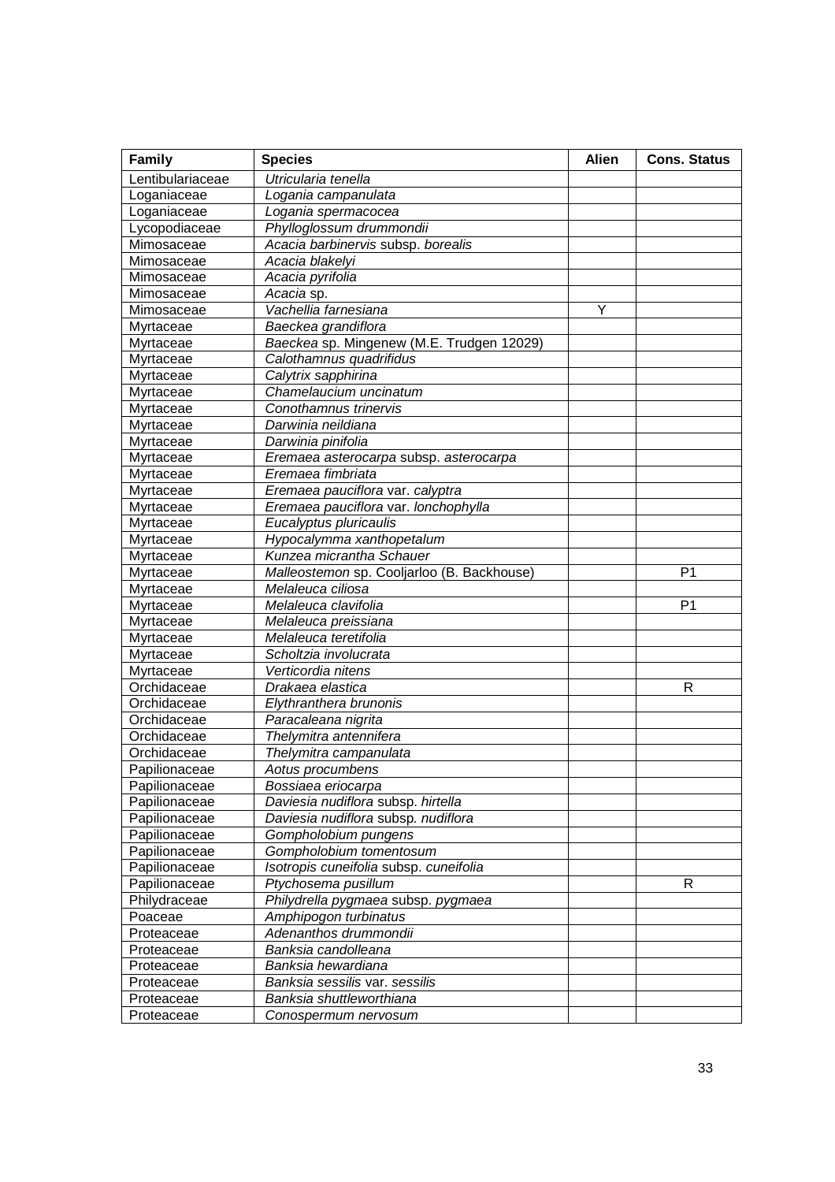| Family | Species | Alien | Cons. Status |
|---|---|---|---|
| Lentibulariaceae | *Utricularia tenella* | | |
| Loganiaceae | *Logania campanulata* | | |
| Loganiaceae | *Logania spermacocea* | | |
| Lycopodiaceae | *Phylloglossum drummondii* | | |
| Mimosaceae | *Acacia barbinervis* subsp. *borealis* | | |
| Mimosaceae | *Acacia blakelyi* | | |
| Mimosaceae | *Acacia pyrifolia* | | |
| Mimosaceae | *Acacia* sp. | | |
| Mimosaceae | *Vachellia farnesiana* | Y | |
| Myrtaceae | *Baeckea grandiflora* | | |
| Myrtaceae | *Baeckea* sp. Mingenew (M.E. Trudgen 12029) | | |
| Myrtaceae | *Calothamnus quadrifidus* | | |
| Myrtaceae | *Calytrix sapphirina* | | |
| Myrtaceae | *Chamelaucium uncinatum* | | |
| Myrtaceae | *Conothamnus trinervis* | | |
| Myrtaceae | *Darwinia neildiana* | | |
| Myrtaceae | *Darwinia pinifolia* | | |
| Myrtaceae | *Eremaea asterocarpa* subsp. *asterocarpa* | | |
| Myrtaceae | *Eremaea fimbriata* | | |
| Myrtaceae | *Eremaea pauciflora* var. *calyptra* | | |
| Myrtaceae | *Eremaea pauciflora* var. *lonchophylla* | | |
| Myrtaceae | *Eucalyptus pluricaulis* | | |
| Myrtaceae | *Hypocalymma xanthopetalum* | | |
| Myrtaceae | *Kunzea micrantha Schauer* | | |
| Myrtaceae | *Malleostemon* sp. Cooljarloo (B. Backhouse) | | P1 |
| Myrtaceae | *Melaleuca ciliosa* | | |
| Myrtaceae | *Melaleuca clavifolia* | | P1 |
| Myrtaceae | *Melaleuca preissiana* | | |
| Myrtaceae | *Melaleuca teretifolia* | | |
| Myrtaceae | *Scholtzia involucrata* | | |
| Myrtaceae | *Verticordia nitens* | | |
| Orchidaceae | *Drakaea elastica* | | R |
| Orchidaceae | *Elythranthera brunonis* | | |
| Orchidaceae | *Paracaleana nigrita* | | |
| Orchidaceae | *Thelymitra antennifera* | | |
| Orchidaceae | *Thelymitra campanulata* | | |
| Papilionaceae | *Aotus procumbens* | | |
| Papilionaceae | *Bossiaea eriocarpa* | | |
| Papilionaceae | *Daviesia nudiflora* subsp. *hirtella* | | |
| Papilionaceae | *Daviesia nudiflora* subsp. *nudiflora* | | |
| Papilionaceae | *Gompholobium pungens* | | |
| Papilionaceae | *Gompholobium tomentosum* | | |
| Papilionaceae | *Isotropis cuneifolia* subsp. *cuneifolia* | | |
| Papilionaceae | *Ptychosema pusillum* | | R |
| Philydraceae | *Philydrella pygmaea* subsp. *pygmaea* | | |
| Poaceae | *Amphipogon turbinatus* | | |
| Proteaceae | *Adenanthos drummondii* | | |
| Proteaceae | *Banksia candolleana* | | |
| Proteaceae | *Banksia hewardiana* | | |
| Proteaceae | *Banksia sessilis* var. *sessilis* | | |
| Proteaceae | *Banksia shuttleworthiana* | | |
| Proteaceae | *Conospermum nervosum* | | |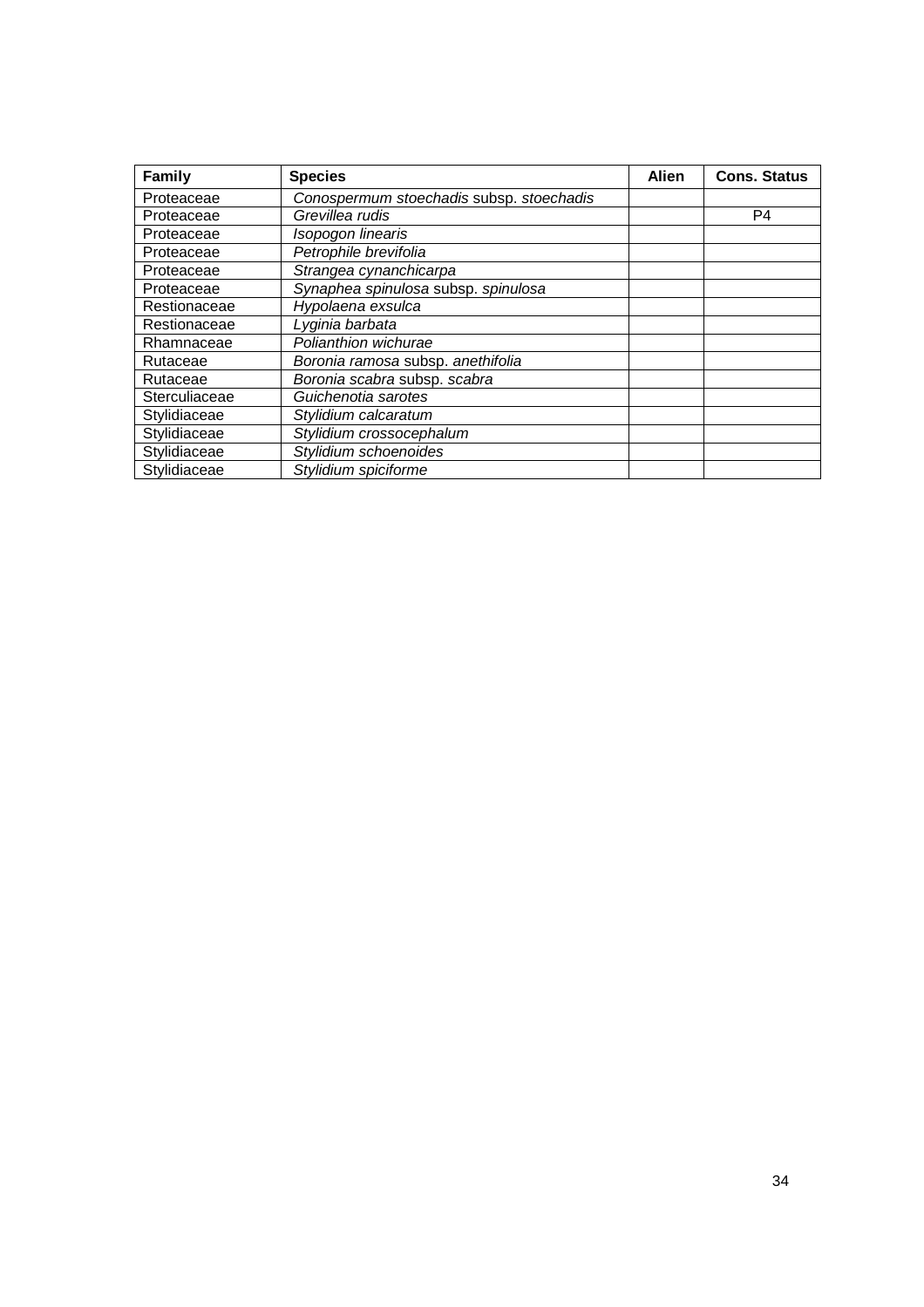| Family | Species | Alien | Cons. Status |
|---|---|---|---|
| Proteaceae | *Conospermum stoechadis* subsp. *stoechadis* | | |
| Proteaceae | *Grevillea rudis* | | P4 |
| Proteaceae | *Isopogon linearis* | | |
| Proteaceae | *Petrophile brevifolia* | | |
| Proteaceae | *Strangea cynanchicarpa* | | |
| Proteaceae | *Synaphea spinulosa* subsp. *spinulosa* | | |
| Restionaceae | *Hypolaena exsulca* | | |
| Restionaceae | *Lyginia barbata* | | |
| Rhamnaceae | *Polianthion wichurae* | | |
| Rutaceae | *Boronia ramosa* subsp. *anethifolia* | | |
| Rutaceae | *Boronia scabra* subsp. *scabra* | | |
| Sterculiaceae | *Guichenotia sarotes* | | |
| Stylidiaceae | *Stylidium calcaratum* | | |
| Stylidiaceae | *Stylidium crossocephalum* | | |
| Stylidiaceae | *Stylidium schoenoides* | | |
| Stylidiaceae | *Stylidium spiciforme* | | |